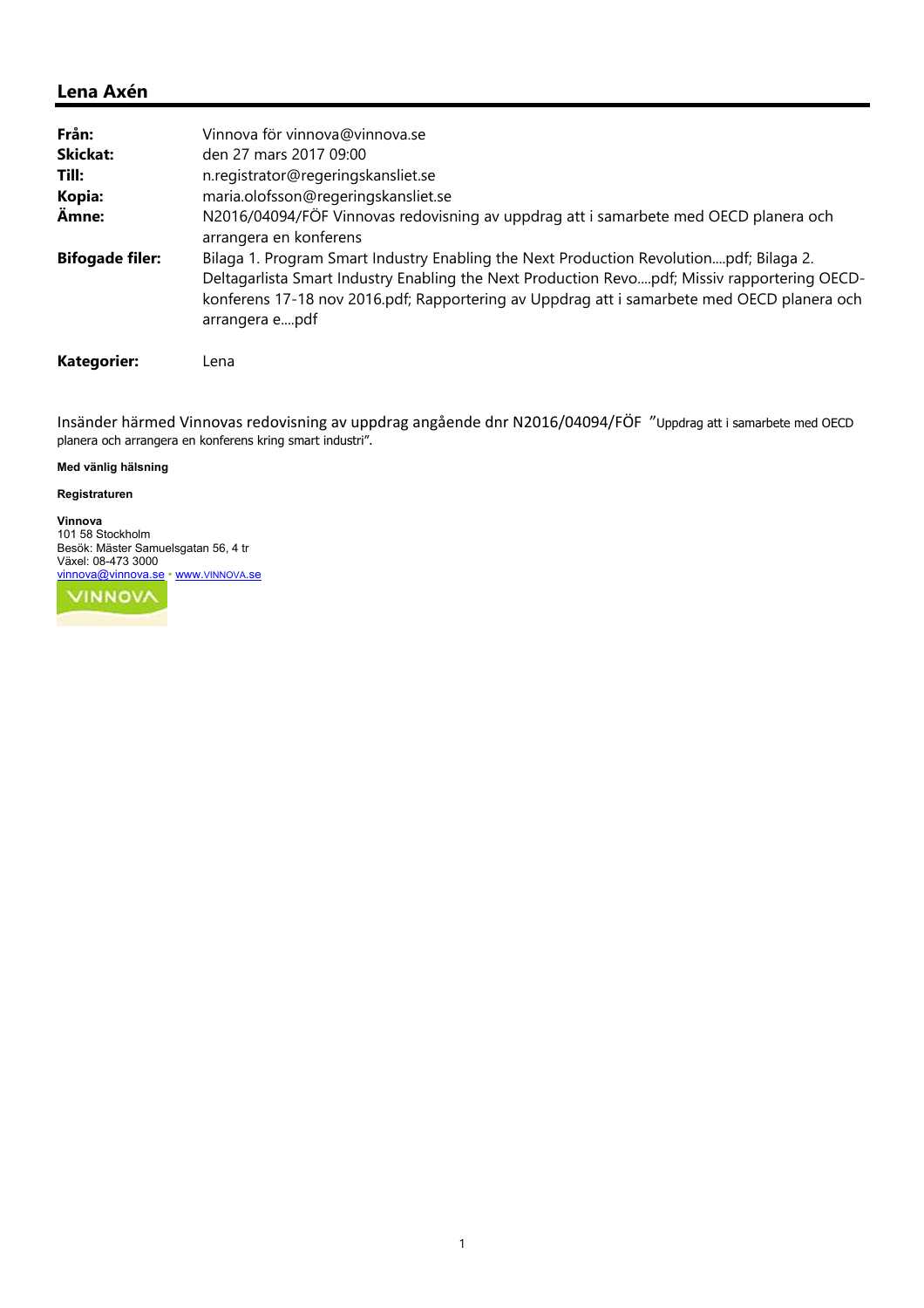## Lena Axén

| | |
|---|---|
| **Från:** | Vinnova för vinnova@vinnova.se |
| **Skickat:** | den 27 mars 2017 09:00 |
| **Till:** | n.registrator@regeringskansliet.se |
| **Kopia:** | maria.olofsson@regeringskansliet.se |
| **Ämne:** | N2016/04094/FÖF Vinnovas redovisning av uppdrag att i samarbete med OECD planera och arrangera en konferens |
| **Bifogade filer:** | Bilaga 1. Program Smart Industry Enabling the Next Production Revolution....pdf; Bilaga 2. Deltagarlista Smart Industry Enabling the Next Production Revo....pdf; Missiv rapportering OECD-konferens 17-18 nov 2016.pdf; Rapportering av Uppdrag att i samarbete med OECD planera och arrangera e....pdf |
| **Kategorier:** | Lena |

Insänder härmed Vinnovas redovisning av uppdrag angående dnr N2016/04094/FÖF "Uppdrag att i samarbete med OECD planera och arrangera en konferens kring smart industri".

**Med vänlig hälsning**

**Registraturen**

**Vinnova**
101 58 Stockholm
Besök: Mäster Samuelsgatan 56, 4 tr
Växel: 08-473 3000
vinnova@vinnova.se • www.VINNOVA.se

VINNOVA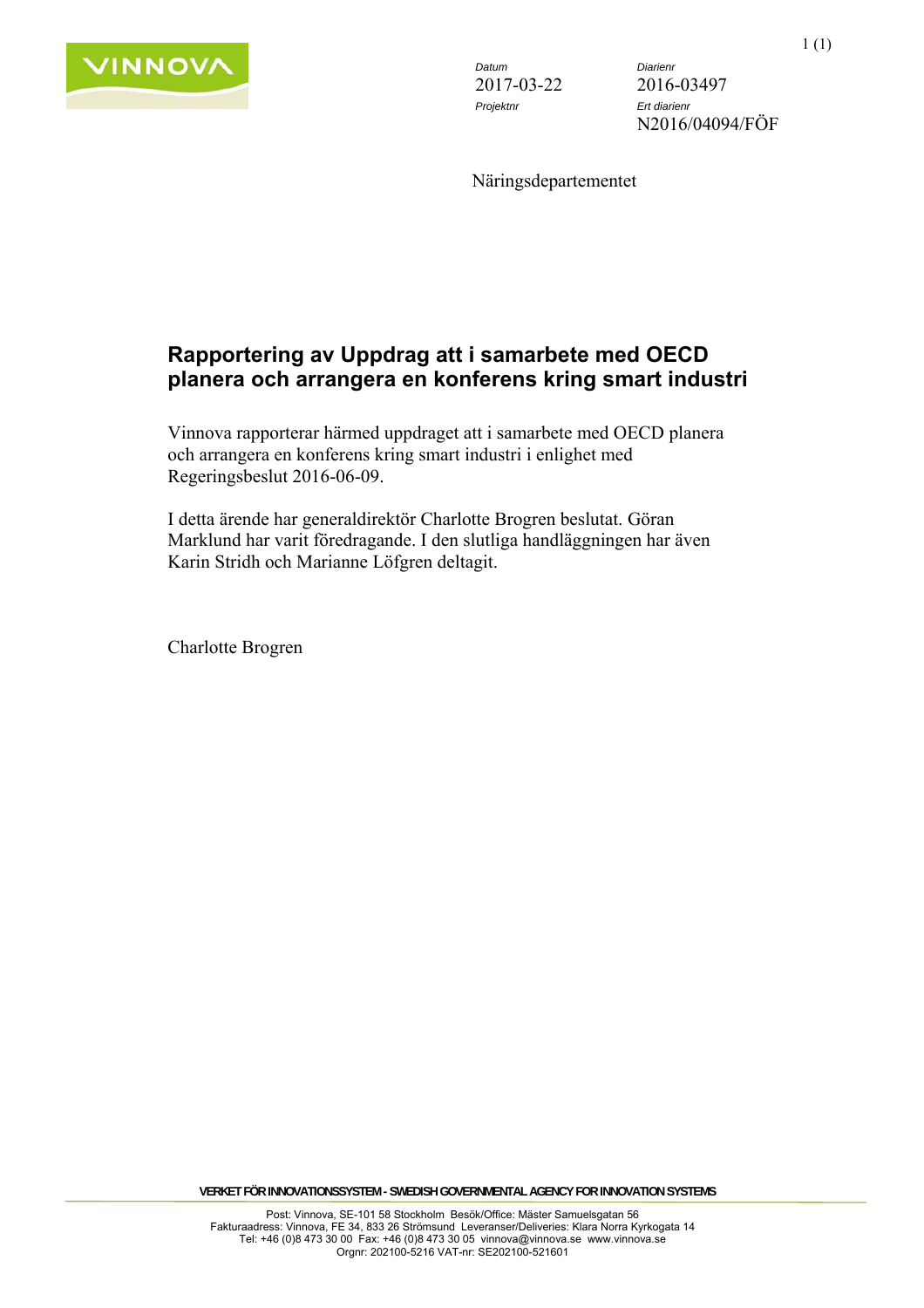| Datum | Diarienr |
| --- | --- |
| 2017-03-22 | 2016-03497 |
| Projektnr | Ert diarienr |
| | N2016/04094/FÖF |

Näringsdepartementet

# Rapportering av Uppdrag att i samarbete med OECD planera och arrangera en konferens kring smart industri

Vinnova rapporterar härmed uppdraget att i samarbete med OECD planera och arrangera en konferens kring smart industri i enlighet med Regeringsbeslut 2016-06-09.

I detta ärende har generaldirektör Charlotte Brogren beslutat. Göran Marklund har varit föredragande. I den slutliga handläggningen har även Karin Stridh och Marianne Löfgren deltagit.

Charlotte Brogren

VERKET FÖR INNOVATIONSSYSTEM - SWEDISH GOVERNMENTAL AGENCY FOR INNOVATION SYSTEMS

Post: Vinnova, SE-101 58 Stockholm Besök/Office: Mäster Samuelsgatan 56
Fakturaadress: Vinnova, FE 34, 833 26 Strömsund Leveranser/Deliveries: Klara Norra Kyrkogata 14
Tel: +46 (0)8 473 30 00 Fax: +46 (0)8 473 30 05 vinnova@vinnova.se www.vinnova.se
Orgnr: 202100-5216 VAT-nr: SE202100-521601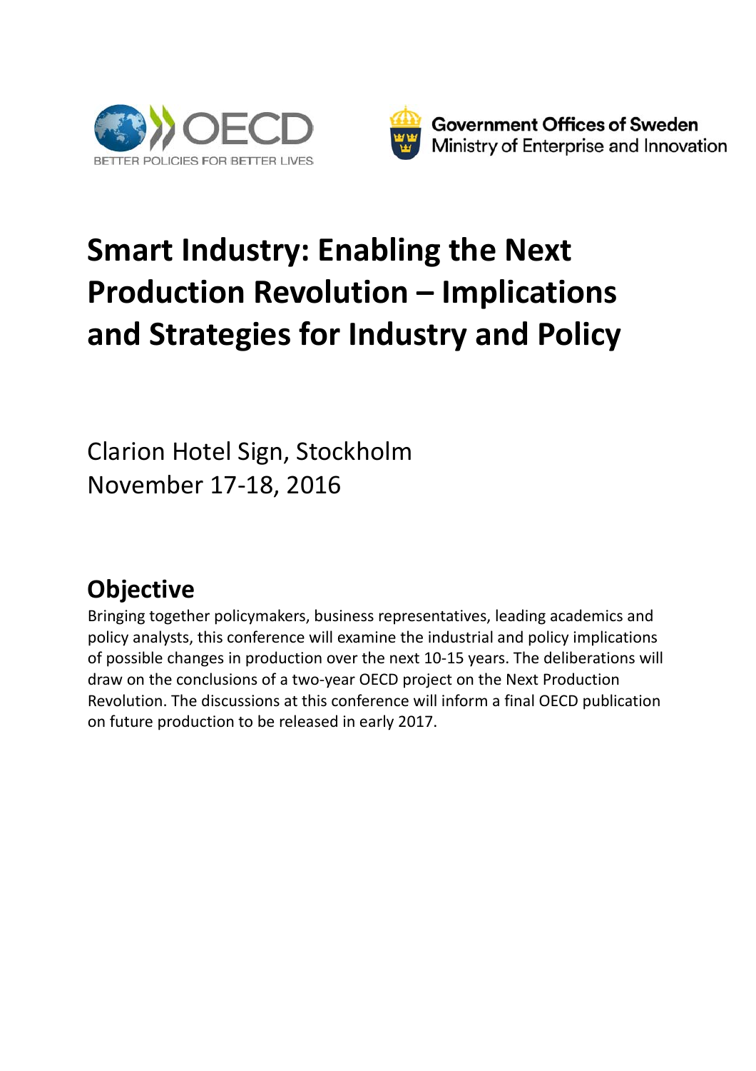OECD
BETTER POLICIES FOR BETTER LIVES

Government Offices of Sweden
Ministry of Enterprise and Innovation

# Smart Industry: Enabling the Next Production Revolution – Implications and Strategies for Industry and Policy

Clarion Hotel Sign, Stockholm
November 17-18, 2016

## Objective

Bringing together policymakers, business representatives, leading academics and policy analysts, this conference will examine the industrial and policy implications of possible changes in production over the next 10-15 years. The deliberations will draw on the conclusions of a two-year OECD project on the Next Production Revolution. The discussions at this conference will inform a final OECD publication on future production to be released in early 2017.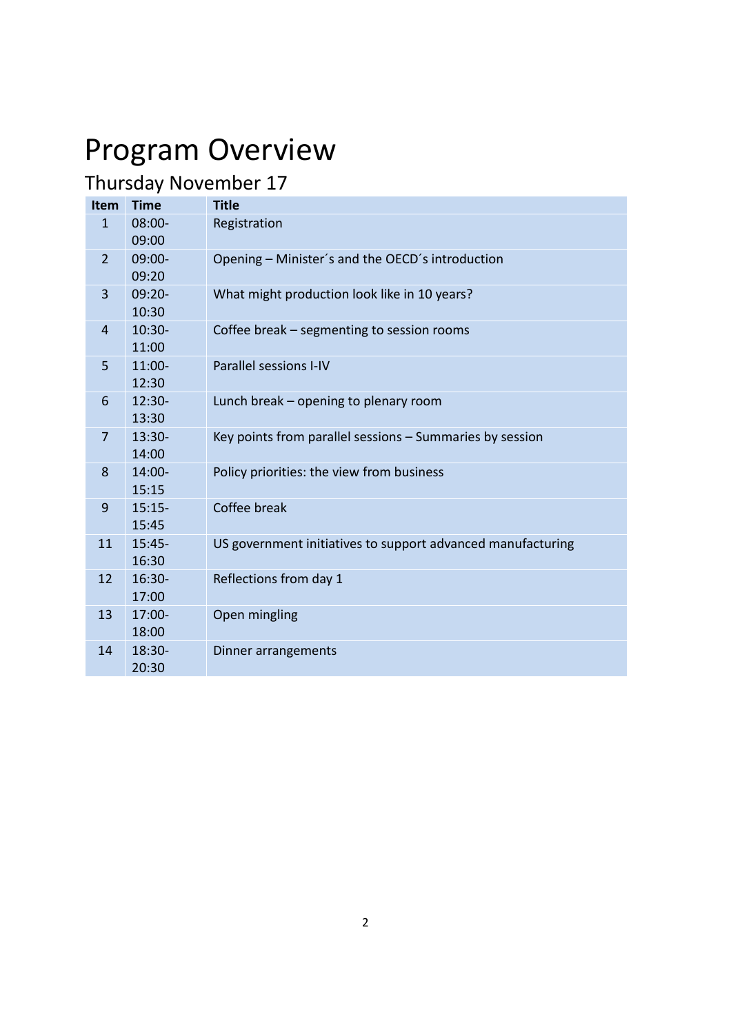# Program Overview

## Thursday November 17

| Item | Time | Title |
|---|---|---|
| 1 | 08:00-09:00 | Registration |
| 2 | 09:00-09:20 | Opening – Minister´s and the OECD´s introduction |
| 3 | 09:20-10:30 | What might production look like in 10 years? |
| 4 | 10:30-11:00 | Coffee break – segmenting to session rooms |
| 5 | 11:00-12:30 | Parallel sessions I-IV |
| 6 | 12:30-13:30 | Lunch break – opening to plenary room |
| 7 | 13:30-14:00 | Key points from parallel sessions – Summaries by session |
| 8 | 14:00-15:15 | Policy priorities: the view from business |
| 9 | 15:15-15:45 | Coffee break |
| 11 | 15:45-16:30 | US government initiatives to support advanced manufacturing |
| 12 | 16:30-17:00 | Reflections from day 1 |
| 13 | 17:00-18:00 | Open mingling |
| 14 | 18:30-20:30 | Dinner arrangements |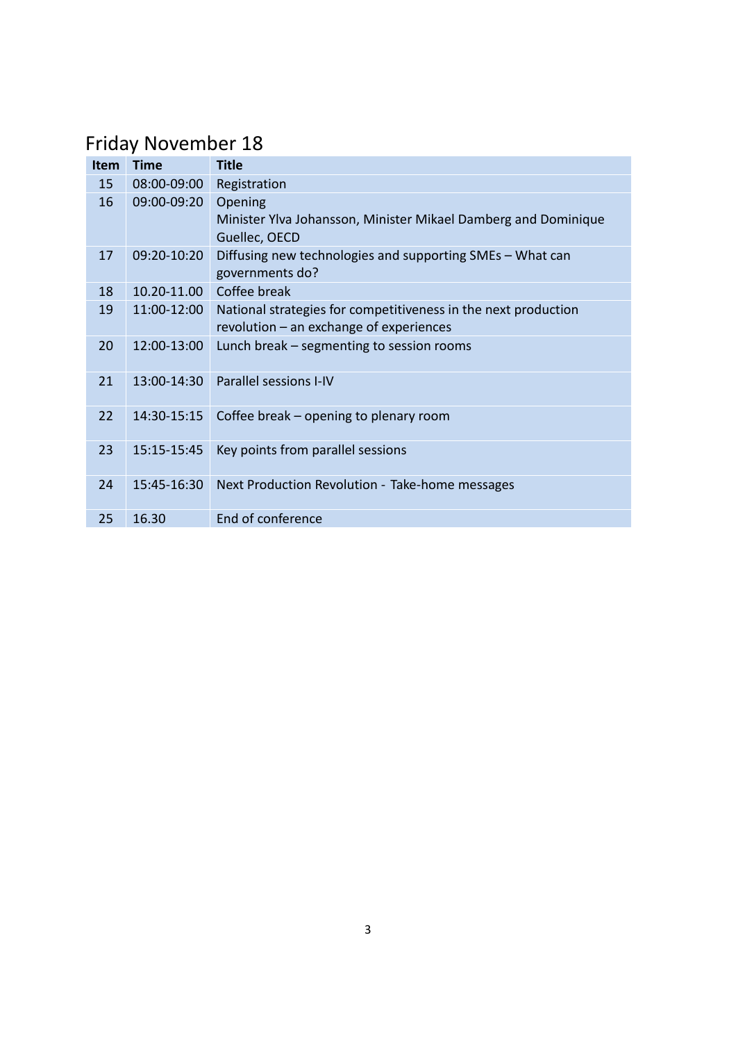## Friday November 18

| Item | Time | Title |
|---|---|---|
| 15 | 08:00-09:00 | Registration |
| 16 | 09:00-09:20 | Opening<br>Minister Ylva Johansson, Minister Mikael Damberg and Dominique Guellec, OECD |
| 17 | 09:20-10:20 | Diffusing new technologies and supporting SMEs – What can governments do? |
| 18 | 10.20-11.00 | Coffee break |
| 19 | 11:00-12:00 | National strategies for competitiveness in the next production revolution – an exchange of experiences |
| 20 | 12:00-13:00 | Lunch break – segmenting to session rooms |
| 21 | 13:00-14:30 | Parallel sessions I-IV |
| 22 | 14:30-15:15 | Coffee break – opening to plenary room |
| 23 | 15:15-15:45 | Key points from parallel sessions |
| 24 | 15:45-16:30 | Next Production Revolution - Take-home messages |
| 25 | 16.30 | End of conference |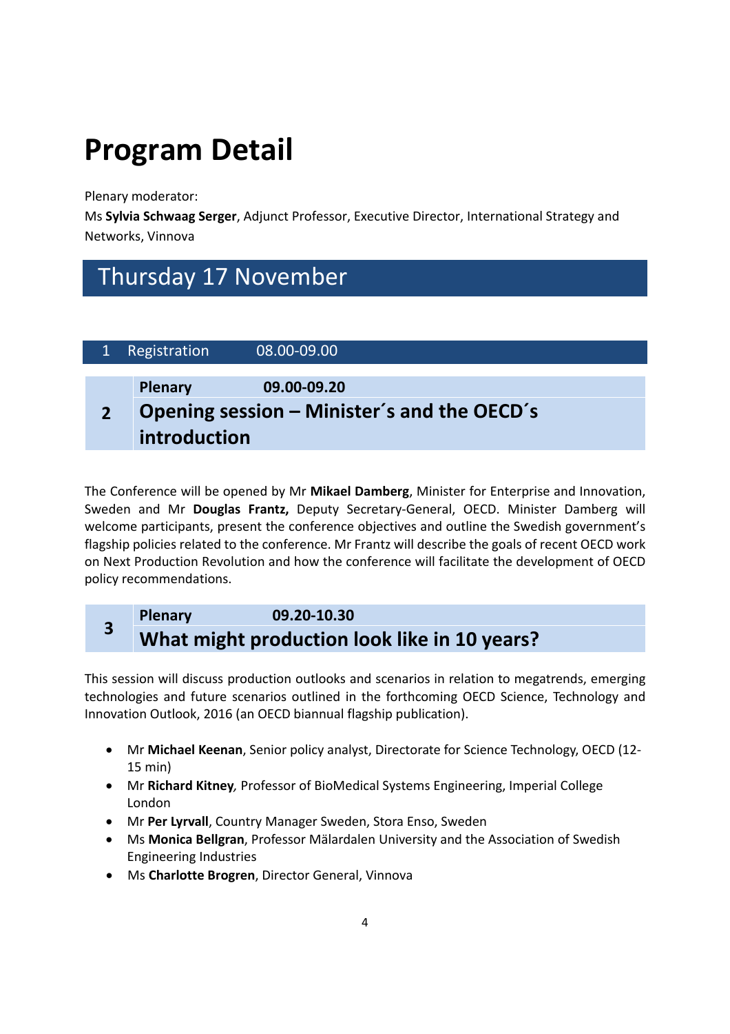# Program Detail

Plenary moderator:
Ms **Sylvia Schwaag Serger**, Adjunct Professor, Executive Director, International Strategy and Networks, Vinnova

## Thursday 17 November

| 1 | Registration | 08.00-09.00 |
|---|---|---|

| 2 | **Plenary** | **09.00-09.20** |
|---|---|---|
| | **Opening session – Minister´s and the OECD´s introduction** | |

The Conference will be opened by Mr **Mikael Damberg**, Minister for Enterprise and Innovation, Sweden and Mr **Douglas Frantz,** Deputy Secretary-General, OECD. Minister Damberg will welcome participants, present the conference objectives and outline the Swedish government's flagship policies related to the conference. Mr Frantz will describe the goals of recent OECD work on Next Production Revolution and how the conference will facilitate the development of OECD policy recommendations.

| 3 | **Plenary** | **09.20-10.30** |
|---|---|---|
| | **What might production look like in 10 years?** | |

This session will discuss production outlooks and scenarios in relation to megatrends, emerging technologies and future scenarios outlined in the forthcoming OECD Science, Technology and Innovation Outlook, 2016 (an OECD biannual flagship publication).

- Mr **Michael Keenan**, Senior policy analyst, Directorate for Science Technology, OECD (12-15 min)
- Mr **Richard Kitney***,* Professor of BioMedical Systems Engineering, Imperial College London
- Mr **Per Lyrvall**, Country Manager Sweden, Stora Enso, Sweden
- Ms **Monica Bellgran**, Professor Mälardalen University and the Association of Swedish Engineering Industries
- Ms **Charlotte Brogren**, Director General, Vinnova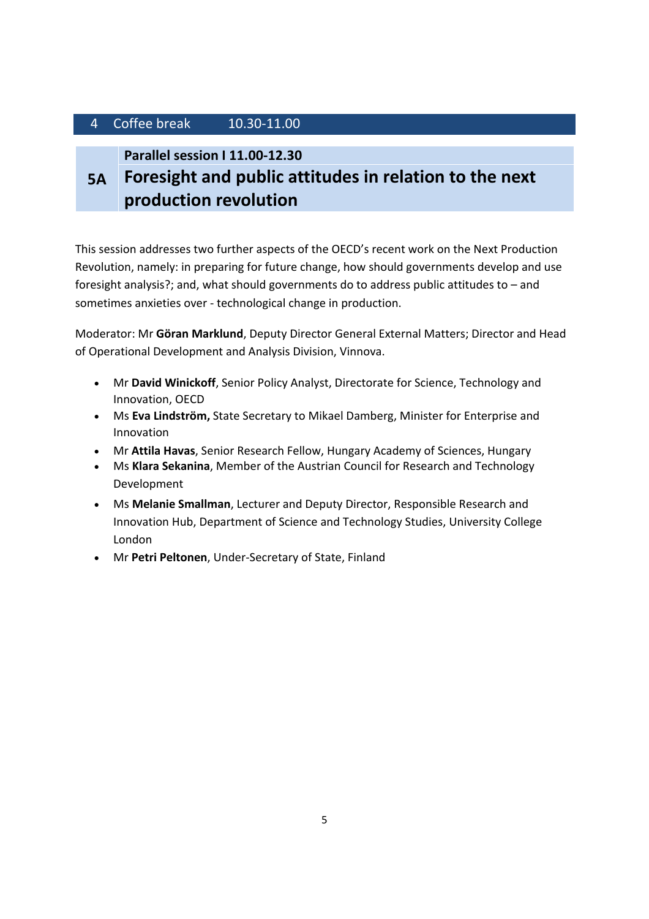| 4 | Coffee break | 10.30-11.00 |
|---|---|---|

## 5A Parallel session I 11.00-12.30
## Foresight and public attitudes in relation to the next production revolution

This session addresses two further aspects of the OECD's recent work on the Next Production Revolution, namely: in preparing for future change, how should governments develop and use foresight analysis?; and, what should governments do to address public attitudes to – and sometimes anxieties over - technological change in production.

Moderator: Mr **Göran Marklund**, Deputy Director General External Matters; Director and Head of Operational Development and Analysis Division, Vinnova.

- Mr **David Winickoff**, Senior Policy Analyst, Directorate for Science, Technology and Innovation, OECD
- Ms **Eva Lindström,** State Secretary to Mikael Damberg, Minister for Enterprise and Innovation
- Mr **Attila Havas**, Senior Research Fellow, Hungary Academy of Sciences, Hungary
- Ms **Klara Sekanina**, Member of the Austrian Council for Research and Technology Development
- Ms **Melanie Smallman**, Lecturer and Deputy Director, Responsible Research and Innovation Hub, Department of Science and Technology Studies, University College London
- Mr **Petri Peltonen**, Under-Secretary of State, Finland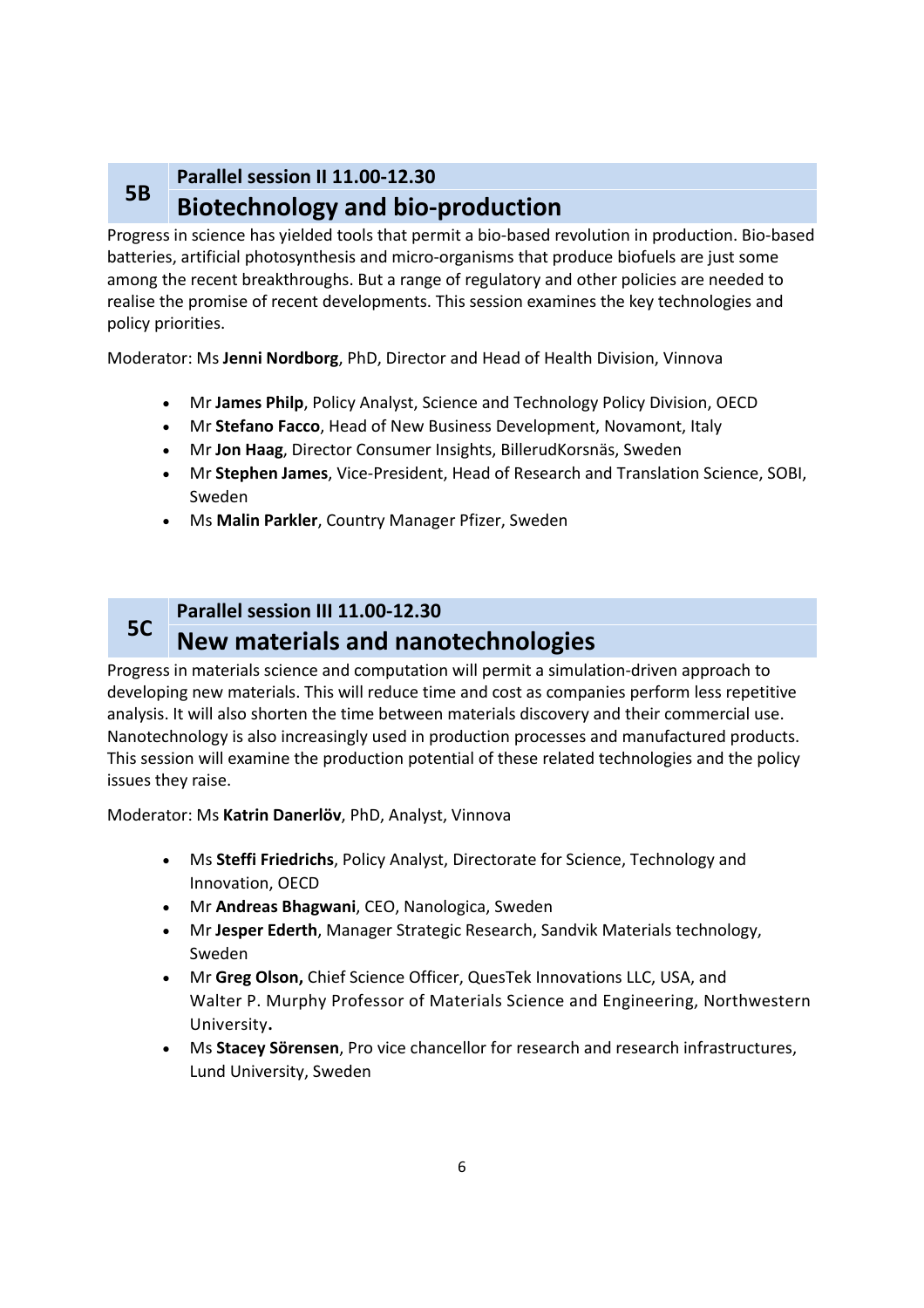## 5B

### Parallel session II 11.00-12.30

## Biotechnology and bio-production

Progress in science has yielded tools that permit a bio-based revolution in production. Bio-based batteries, artificial photosynthesis and micro-organisms that produce biofuels are just some among the recent breakthroughs. But a range of regulatory and other policies are needed to realise the promise of recent developments. This session examines the key technologies and policy priorities.

Moderator: Ms **Jenni Nordborg**, PhD, Director and Head of Health Division, Vinnova

- Mr **James Philp**, Policy Analyst, Science and Technology Policy Division, OECD
- Mr **Stefano Facco**, Head of New Business Development, Novamont, Italy
- Mr **Jon Haag**, Director Consumer Insights, BillerudKorsnäs, Sweden
- Mr **Stephen James**, Vice-President, Head of Research and Translation Science, SOBI, Sweden
- Ms **Malin Parkler**, Country Manager Pfizer, Sweden

## 5C

### Parallel session III 11.00-12.30

## New materials and nanotechnologies

Progress in materials science and computation will permit a simulation-driven approach to developing new materials. This will reduce time and cost as companies perform less repetitive analysis. It will also shorten the time between materials discovery and their commercial use. Nanotechnology is also increasingly used in production processes and manufactured products. This session will examine the production potential of these related technologies and the policy issues they raise.

Moderator: Ms **Katrin Danerlöv**, PhD, Analyst, Vinnova

- Ms **Steffi Friedrichs**, Policy Analyst, Directorate for Science, Technology and Innovation, OECD
- Mr **Andreas Bhagwani**, CEO, Nanologica, Sweden
- Mr **Jesper Ederth**, Manager Strategic Research, Sandvik Materials technology, Sweden
- Mr **Greg Olson,** Chief Science Officer, QuesTek Innovations LLC, USA, and Walter P. Murphy Professor of Materials Science and Engineering, Northwestern University**.**
- Ms **Stacey Sörensen**, Pro vice chancellor for research and research infrastructures, Lund University, Sweden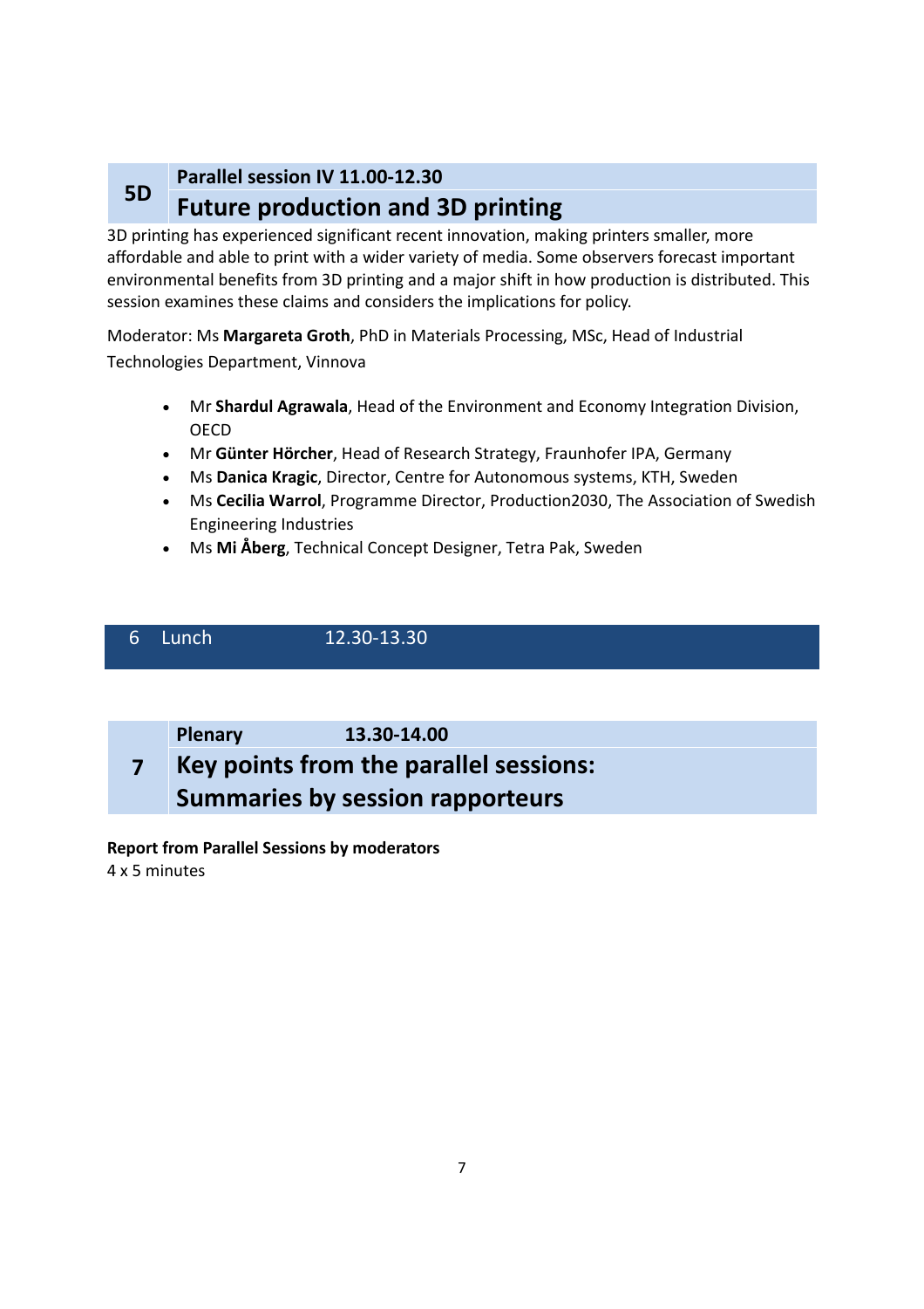## 5D

**Parallel session IV 11.00-12.30**

## Future production and 3D printing

3D printing has experienced significant recent innovation, making printers smaller, more affordable and able to print with a wider variety of media. Some observers forecast important environmental benefits from 3D printing and a major shift in how production is distributed. This session examines these claims and considers the implications for policy.

Moderator: Ms **Margareta Groth**, PhD in Materials Processing, MSc, Head of Industrial Technologies Department, Vinnova

- Mr **Shardul Agrawala**, Head of the Environment and Economy Integration Division, OECD
- Mr **Günter Hörcher**, Head of Research Strategy, Fraunhofer IPA, Germany
- Ms **Danica Kragic**, Director, Centre for Autonomous systems, KTH, Sweden
- Ms **Cecilia Warrol**, Programme Director, Production2030, The Association of Swedish Engineering Industries
- Ms **Mi Åberg**, Technical Concept Designer, Tetra Pak, Sweden

## 6 Lunch 12.30-13.30

## 7

**Plenary 13.30-14.00**

## Key points from the parallel sessions: Summaries by session rapporteurs

**Report from Parallel Sessions by moderators**
4 x 5 minutes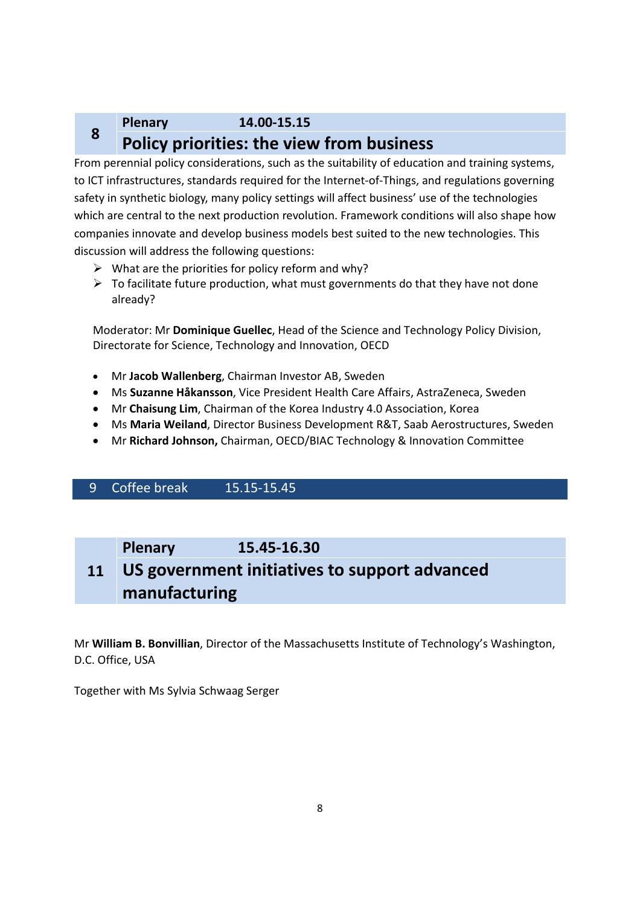## 8 Plenary 14.00-15.15

## Policy priorities: the view from business

From perennial policy considerations, such as the suitability of education and training systems, to ICT infrastructures, standards required for the Internet-of-Things, and regulations governing safety in synthetic biology, many policy settings will affect business' use of the technologies which are central to the next production revolution. Framework conditions will also shape how companies innovate and develop business models best suited to the new technologies. This discussion will address the following questions:

- What are the priorities for policy reform and why?
- To facilitate future production, what must governments do that they have not done already?

Moderator: Mr **Dominique Guellec**, Head of the Science and Technology Policy Division, Directorate for Science, Technology and Innovation, OECD

- Mr **Jacob Wallenberg**, Chairman Investor AB, Sweden
- Ms **Suzanne Håkansson**, Vice President Health Care Affairs, AstraZeneca, Sweden
- Mr **Chaisung Lim**, Chairman of the Korea Industry 4.0 Association, Korea
- Ms **Maria Weiland**, Director Business Development R&T, Saab Aerostructures, Sweden
- Mr **Richard Johnson,** Chairman, OECD/BIAC Technology & Innovation Committee

## 9 Coffee break 15.15-15.45

## 11 Plenary 15.45-16.30

## US government initiatives to support advanced manufacturing

Mr **William B. Bonvillian**, Director of the Massachusetts Institute of Technology's Washington, D.C. Office, USA

Together with Ms Sylvia Schwaag Serger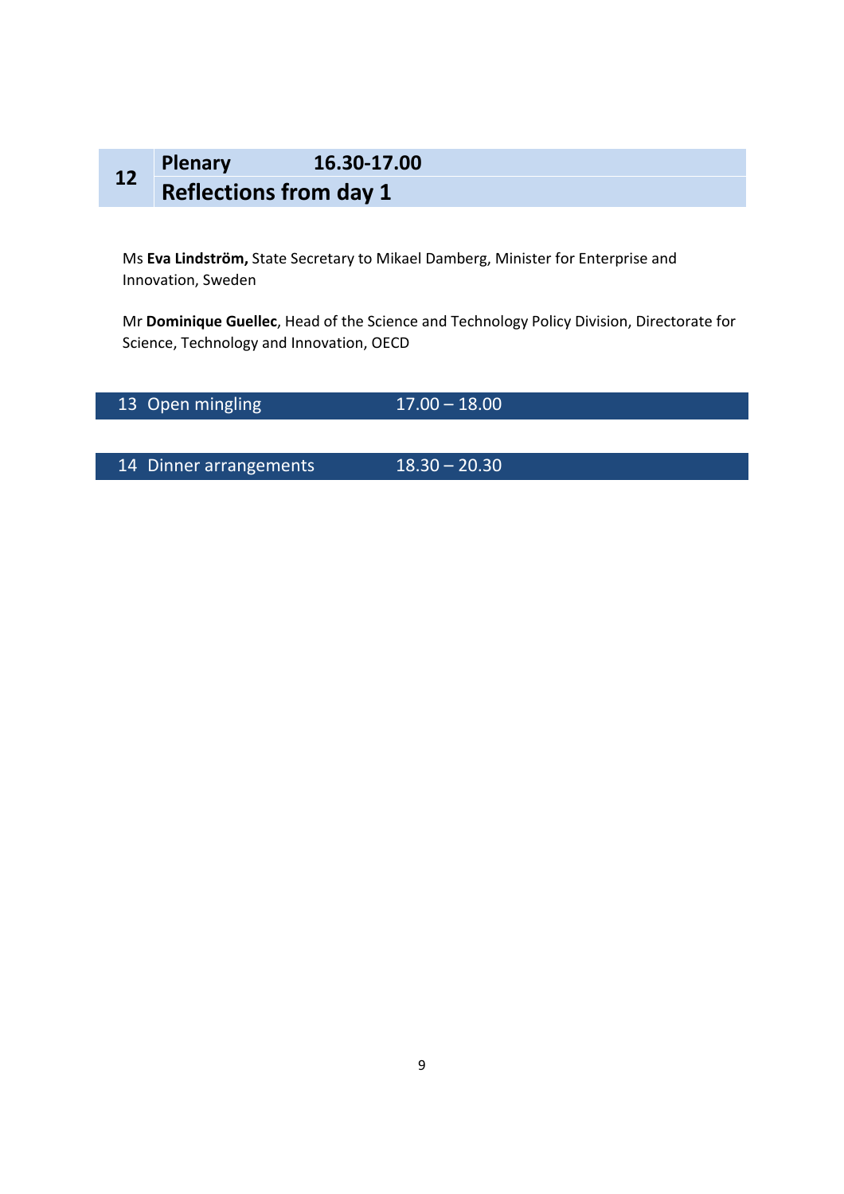## 12 Plenary 16.30-17.00

## Reflections from day 1

Ms **Eva Lindström,** State Secretary to Mikael Damberg, Minister for Enterprise and Innovation, Sweden

Mr **Dominique Guellec**, Head of the Science and Technology Policy Division, Directorate for Science, Technology and Innovation, OECD

## 13 Open mingling 17.00 – 18.00

## 14 Dinner arrangements 18.30 – 20.30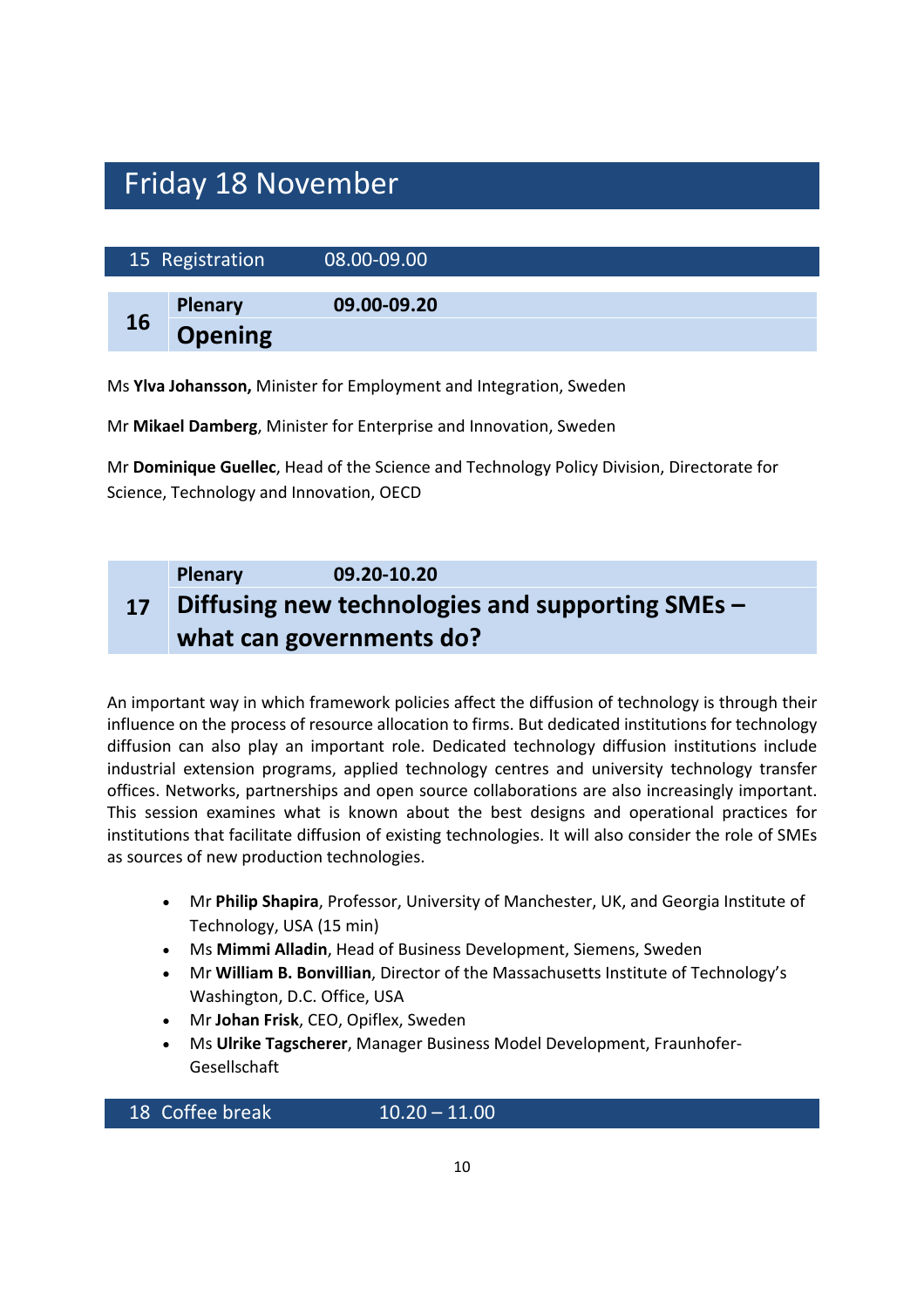# Friday 18 November

## 15 Registration 08.00-09.00

## 16 Plenary 09.00-09.20

## Opening

Ms **Ylva Johansson,** Minister for Employment and Integration, Sweden

Mr **Mikael Damberg**, Minister for Enterprise and Innovation, Sweden

Mr **Dominique Guellec**, Head of the Science and Technology Policy Division, Directorate for Science, Technology and Innovation, OECD

## 17 Plenary 09.20-10.20

## Diffusing new technologies and supporting SMEs – what can governments do?

An important way in which framework policies affect the diffusion of technology is through their influence on the process of resource allocation to firms. But dedicated institutions for technology diffusion can also play an important role. Dedicated technology diffusion institutions include industrial extension programs, applied technology centres and university technology transfer offices. Networks, partnerships and open source collaborations are also increasingly important. This session examines what is known about the best designs and operational practices for institutions that facilitate diffusion of existing technologies. It will also consider the role of SMEs as sources of new production technologies.

- Mr **Philip Shapira**, Professor, University of Manchester, UK, and Georgia Institute of Technology, USA (15 min)
- Ms **Mimmi Alladin**, Head of Business Development, Siemens, Sweden
- Mr **William B. Bonvillian**, Director of the Massachusetts Institute of Technology's Washington, D.C. Office, USA
- Mr **Johan Frisk**, CEO, Opiflex, Sweden
- Ms **Ulrike Tagscherer**, Manager Business Model Development, Fraunhofer-Gesellschaft

## 18 Coffee break 10.20 – 11.00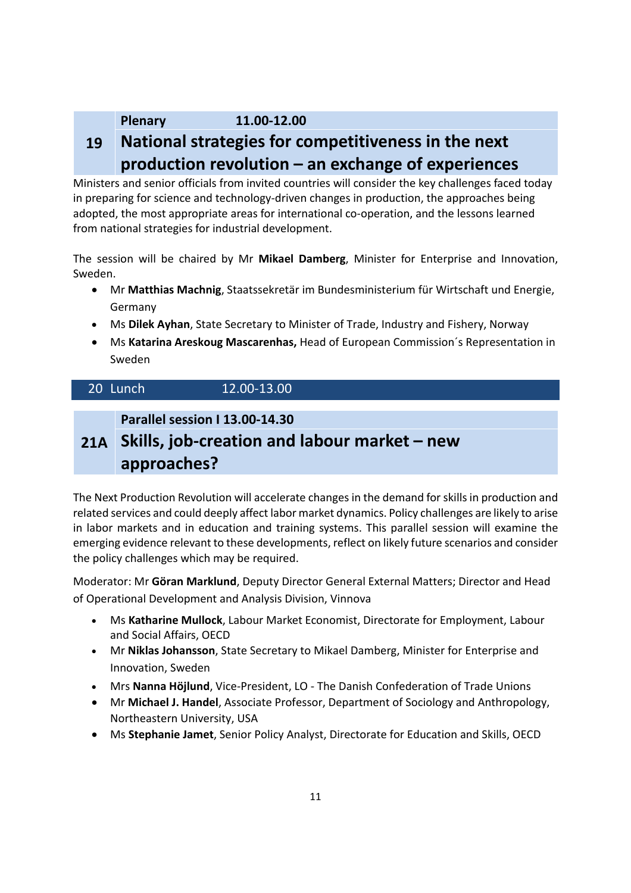**Plenary 11.00-12.00**

## 19 National strategies for competitiveness in the next production revolution – an exchange of experiences

Ministers and senior officials from invited countries will consider the key challenges faced today in preparing for science and technology-driven changes in production, the approaches being adopted, the most appropriate areas for international co-operation, and the lessons learned from national strategies for industrial development.

The session will be chaired by Mr **Mikael Damberg**, Minister for Enterprise and Innovation, Sweden.

- Mr **Matthias Machnig**, Staatssekretär im Bundesministerium für Wirtschaft und Energie, Germany
- Ms **Dilek Ayhan**, State Secretary to Minister of Trade, Industry and Fishery, Norway
- Ms **Katarina Areskoug Mascarenhas,** Head of European Commission´s Representation in Sweden

**20 Lunch 12.00-13.00**

**Parallel session I 13.00-14.30**

## 21A Skills, job-creation and labour market – new approaches?

The Next Production Revolution will accelerate changes in the demand for skills in production and related services and could deeply affect labor market dynamics. Policy challenges are likely to arise in labor markets and in education and training systems. This parallel session will examine the emerging evidence relevant to these developments, reflect on likely future scenarios and consider the policy challenges which may be required.

Moderator: Mr **Göran Marklund**, Deputy Director General External Matters; Director and Head of Operational Development and Analysis Division, Vinnova

- Ms **Katharine Mullock**, Labour Market Economist, Directorate for Employment, Labour and Social Affairs, OECD
- Mr **Niklas Johansson**, State Secretary to Mikael Damberg, Minister for Enterprise and Innovation, Sweden
- Mrs **Nanna Höjlund**, Vice-President, LO - The Danish Confederation of Trade Unions
- Mr **Michael J. Handel**, Associate Professor, Department of Sociology and Anthropology, Northeastern University, USA
- Ms **Stephanie Jamet**, Senior Policy Analyst, Directorate for Education and Skills, OECD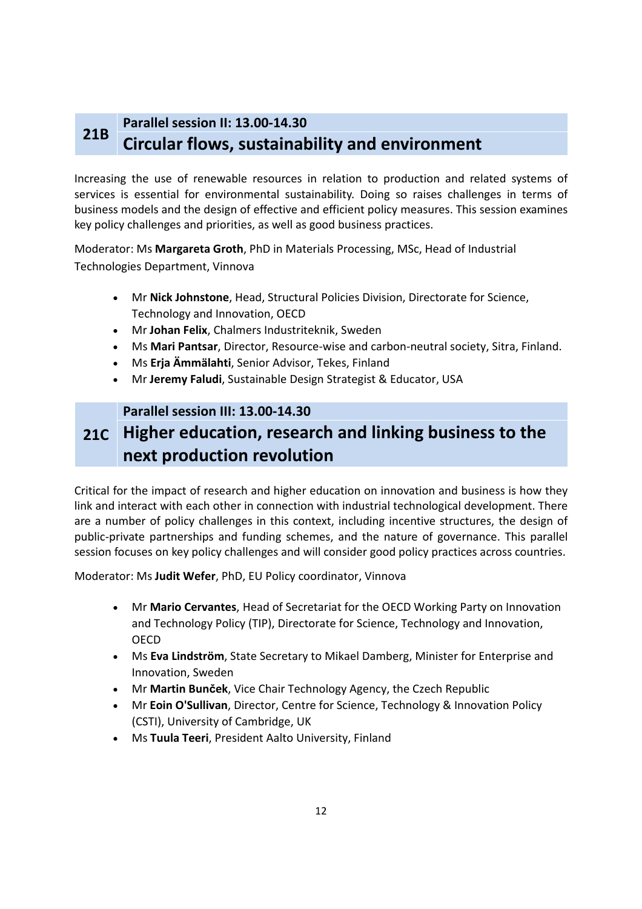## 21B Parallel session II: 13.00-14.30

## Circular flows, sustainability and environment

Increasing the use of renewable resources in relation to production and related systems of services is essential for environmental sustainability. Doing so raises challenges in terms of business models and the design of effective and efficient policy measures. This session examines key policy challenges and priorities, as well as good business practices.

Moderator: Ms **Margareta Groth**, PhD in Materials Processing, MSc, Head of Industrial Technologies Department, Vinnova

- Mr **Nick Johnstone**, Head, Structural Policies Division, Directorate for Science, Technology and Innovation, OECD
- Mr **Johan Felix**, Chalmers Industriteknik, Sweden
- Ms **Mari Pantsar**, Director, Resource-wise and carbon-neutral society, Sitra, Finland.
- Ms **Erja Ämmälahti**, Senior Advisor, Tekes, Finland
- Mr **Jeremy Faludi**, Sustainable Design Strategist & Educator, USA

## 21C Parallel session III: 13.00-14.30

## Higher education, research and linking business to the next production revolution

Critical for the impact of research and higher education on innovation and business is how they link and interact with each other in connection with industrial technological development. There are a number of policy challenges in this context, including incentive structures, the design of public-private partnerships and funding schemes, and the nature of governance. This parallel session focuses on key policy challenges and will consider good policy practices across countries.

Moderator: Ms **Judit Wefer**, PhD, EU Policy coordinator, Vinnova

- Mr **Mario Cervantes**, Head of Secretariat for the OECD Working Party on Innovation and Technology Policy (TIP), Directorate for Science, Technology and Innovation, OECD
- Ms **Eva Lindström**, State Secretary to Mikael Damberg, Minister for Enterprise and Innovation, Sweden
- Mr **Martin Bunček**, Vice Chair Technology Agency, the Czech Republic
- Mr **Eoin O'Sullivan**, Director, Centre for Science, Technology & Innovation Policy (CSTI), University of Cambridge, UK
- Ms **Tuula Teeri**, President Aalto University, Finland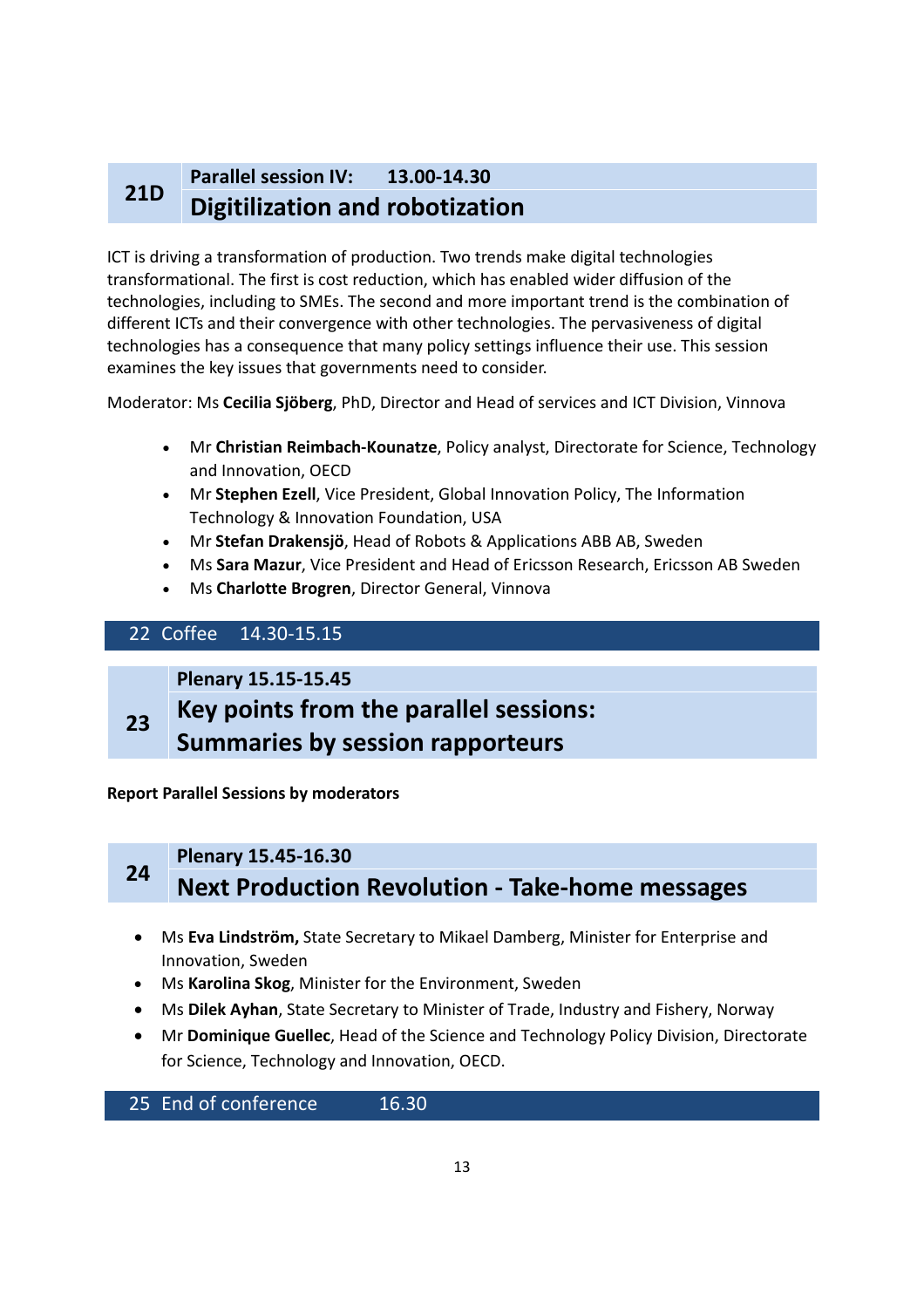## 21D Parallel session IV: 13.00-14.30

## Digitilization and robotization

ICT is driving a transformation of production. Two trends make digital technologies transformational. The first is cost reduction, which has enabled wider diffusion of the technologies, including to SMEs. The second and more important trend is the combination of different ICTs and their convergence with other technologies. The pervasiveness of digital technologies has a consequence that many policy settings influence their use. This session examines the key issues that governments need to consider.

Moderator: Ms **Cecilia Sjöberg**, PhD, Director and Head of services and ICT Division, Vinnova

- Mr **Christian Reimbach-Kounatze**, Policy analyst, Directorate for Science, Technology and Innovation, OECD
- Mr **Stephen Ezell**, Vice President, Global Innovation Policy, The Information Technology & Innovation Foundation, USA
- Mr **Stefan Drakensjö**, Head of Robots & Applications ABB AB, Sweden
- Ms **Sara Mazur**, Vice President and Head of Ericsson Research, Ericsson AB Sweden
- Ms **Charlotte Brogren**, Director General, Vinnova

## 22 Coffee 14.30-15.15

## 23 Plenary 15.15-15.45

## Key points from the parallel sessions: Summaries by session rapporteurs

**Report Parallel Sessions by moderators**

## 24 Plenary 15.45-16.30

## Next Production Revolution - Take-home messages

- Ms **Eva Lindström,** State Secretary to Mikael Damberg, Minister for Enterprise and Innovation, Sweden
- Ms **Karolina Skog**, Minister for the Environment, Sweden
- Ms **Dilek Ayhan**, State Secretary to Minister of Trade, Industry and Fishery, Norway
- Mr **Dominique Guellec**, Head of the Science and Technology Policy Division, Directorate for Science, Technology and Innovation, OECD.

## 25 End of conference 16.30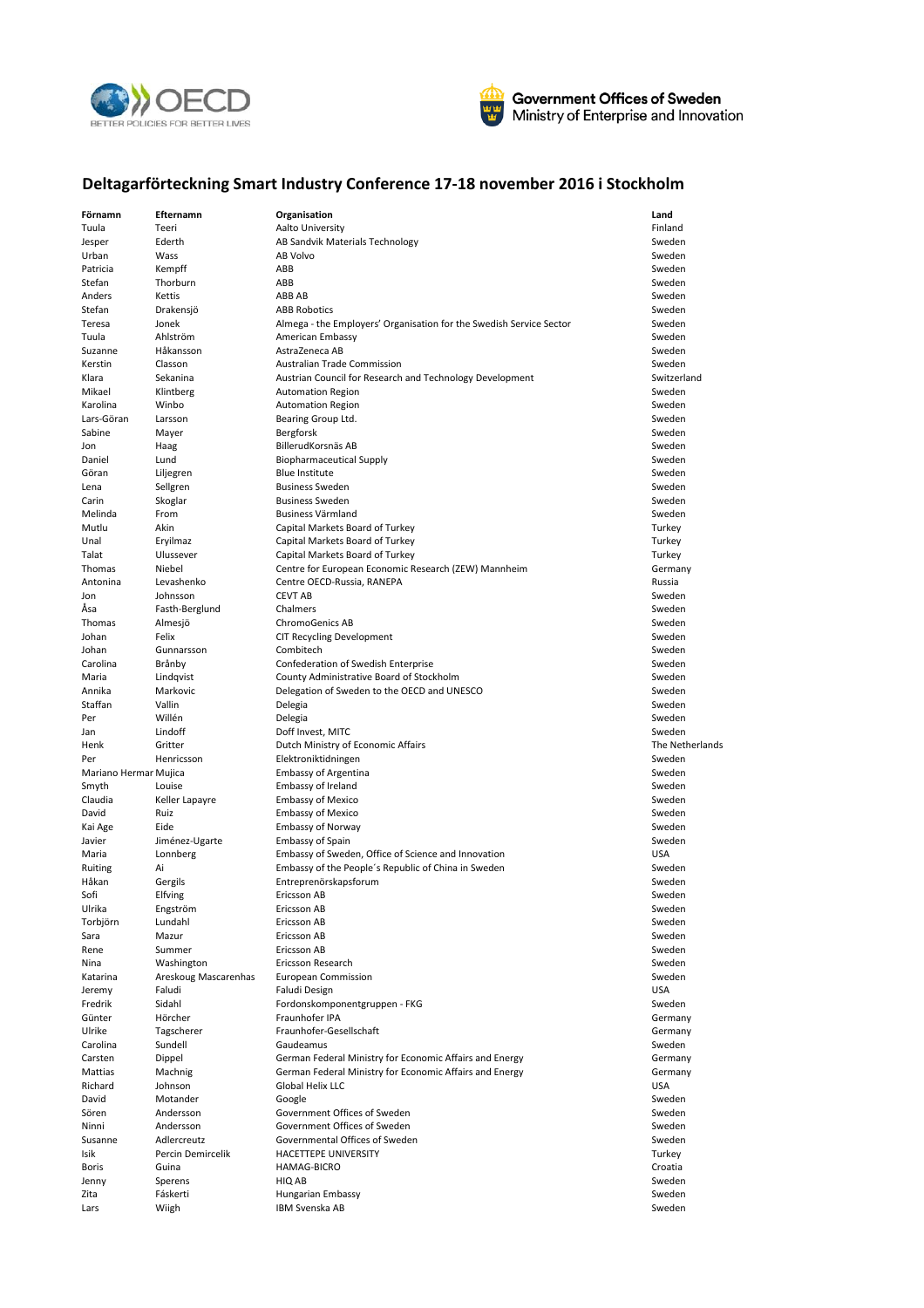# Deltagarförteckning Smart Industry Conference 17-18 november 2016 i Stockholm

| Förnamn | Efternamn | Organisation | Land |
|---|---|---|---|
| Tuula | Teeri | Aalto University | Finland |
| Jesper | Ederth | AB Sandvik Materials Technology | Sweden |
| Urban | Wass | AB Volvo | Sweden |
| Patricia | Kempff | ABB | Sweden |
| Stefan | Thorburn | ABB | Sweden |
| Anders | Kettis | ABB AB | Sweden |
| Stefan | Drakensjö | ABB Robotics | Sweden |
| Teresa | Jonek | Almega - the Employers' Organisation for the Swedish Service Sector | Sweden |
| Tuula | Ahlström | American Embassy | Sweden |
| Suzanne | Håkansson | AstraZeneca AB | Sweden |
| Kerstin | Classon | Australian Trade Commission | Sweden |
| Klara | Sekanina | Austrian Council for Research and Technology Development | Switzerland |
| Mikael | Klintberg | Automation Region | Sweden |
| Karolina | Winbo | Automation Region | Sweden |
| Lars-Göran | Larsson | Bearing Group Ltd. | Sweden |
| Sabine | Mayer | Bergforsk | Sweden |
| Jon | Haag | BillerudKorsnäs AB | Sweden |
| Daniel | Lund | Biopharmaceutical Supply | Sweden |
| Göran | Liljegren | Blue Institute | Sweden |
| Lena | Sellgren | Business Sweden | Sweden |
| Carin | Skoglar | Business Sweden | Sweden |
| Melinda | From | Business Värmland | Sweden |
| Mutlu | Akin | Capital Markets Board of Turkey | Turkey |
| Unal | Eryilmaz | Capital Markets Board of Turkey | Turkey |
| Talat | Ulussever | Capital Markets Board of Turkey | Turkey |
| Thomas | Niebel | Centre for European Economic Research (ZEW) Mannheim | Germany |
| Antonina | Levashenko | Centre OECD-Russia, RANEPA | Russia |
| Jon | Johnsson | CEVT AB | Sweden |
| Åsa | Fasth-Berglund | Chalmers | Sweden |
| Thomas | Almesjö | ChromoGenics AB | Sweden |
| Johan | Felix | CIT Recycling Development | Sweden |
| Johan | Gunnarsson | Combitech | Sweden |
| Carolina | Brånby | Confederation of Swedish Enterprise | Sweden |
| Maria | Lindqvist | County Administrative Board of Stockholm | Sweden |
| Annika | Markovic | Delegation of Sweden to the OECD and UNESCO | Sweden |
| Staffan | Vallin | Delegia | Sweden |
| Per | Willén | Delegia | Sweden |
| Jan | Lindoff | Doff Invest, MITC | Sweden |
| Henk | Gritter | Dutch Ministry of Economic Affairs | The Netherlands |
| Per | Henricsson | Elektroniktidningen | Sweden |
| Mariano Hermar | Mujica | Embassy of Argentina | Sweden |
| Smyth | Louise | Embassy of Ireland | Sweden |
| Claudia | Keller Lapayre | Embassy of Mexico | Sweden |
| David | Ruiz | Embassy of Mexico | Sweden |
| Kai Age | Eide | Embassy of Norway | Sweden |
| Javier | Jiménez-Ugarte | Embassy of Spain | Sweden |
| Maria | Lonnberg | Embassy of Sweden, Office of Science and Innovation | USA |
| Ruiting | Ai | Embassy of the People´s Republic of China in Sweden | Sweden |
| Håkan | Gergils | Entreprenörskapsforum | Sweden |
| Sofi | Elfving | Ericsson AB | Sweden |
| Ulrika | Engström | Ericsson AB | Sweden |
| Torbjörn | Lundahl | Ericsson AB | Sweden |
| Sara | Mazur | Ericsson AB | Sweden |
| Rene | Summer | Ericsson AB | Sweden |
| Nina | Washington | Ericsson Research | Sweden |
| Katarina | Areskoug Mascarenhas | European Commission | Sweden |
| Jeremy | Faludi | Faludi Design | USA |
| Fredrik | Sidahl | Fordonskomponentgruppen - FKG | Sweden |
| Günter | Hörcher | Fraunhofer IPA | Germany |
| Ulrike | Tagscherer | Fraunhofer-Gesellschaft | Germany |
| Carolina | Sundell | Gaudeamus | Sweden |
| Carsten | Dippel | German Federal Ministry for Economic Affairs and Energy | Germany |
| Mattias | Machnig | German Federal Ministry for Economic Affairs and Energy | Germany |
| Richard | Johnson | Global Helix LLC | USA |
| David | Motander | Google | Sweden |
| Sören | Andersson | Government Offices of Sweden | Sweden |
| Ninni | Andersson | Government Offices of Sweden | Sweden |
| Susanne | Adlercreutz | Governmental Offices of Sweden | Sweden |
| Isik | Percin Demircelik | HACETTEPE UNIVERSITY | Turkey |
| Boris | Guina | HAMAG-BICRO | Croatia |
| Jenny | Sperens | HIQ AB | Sweden |
| Zita | Fáskerti | Hungarian Embassy | Sweden |
| Lars | Wiigh | IBM Svenska AB | Sweden |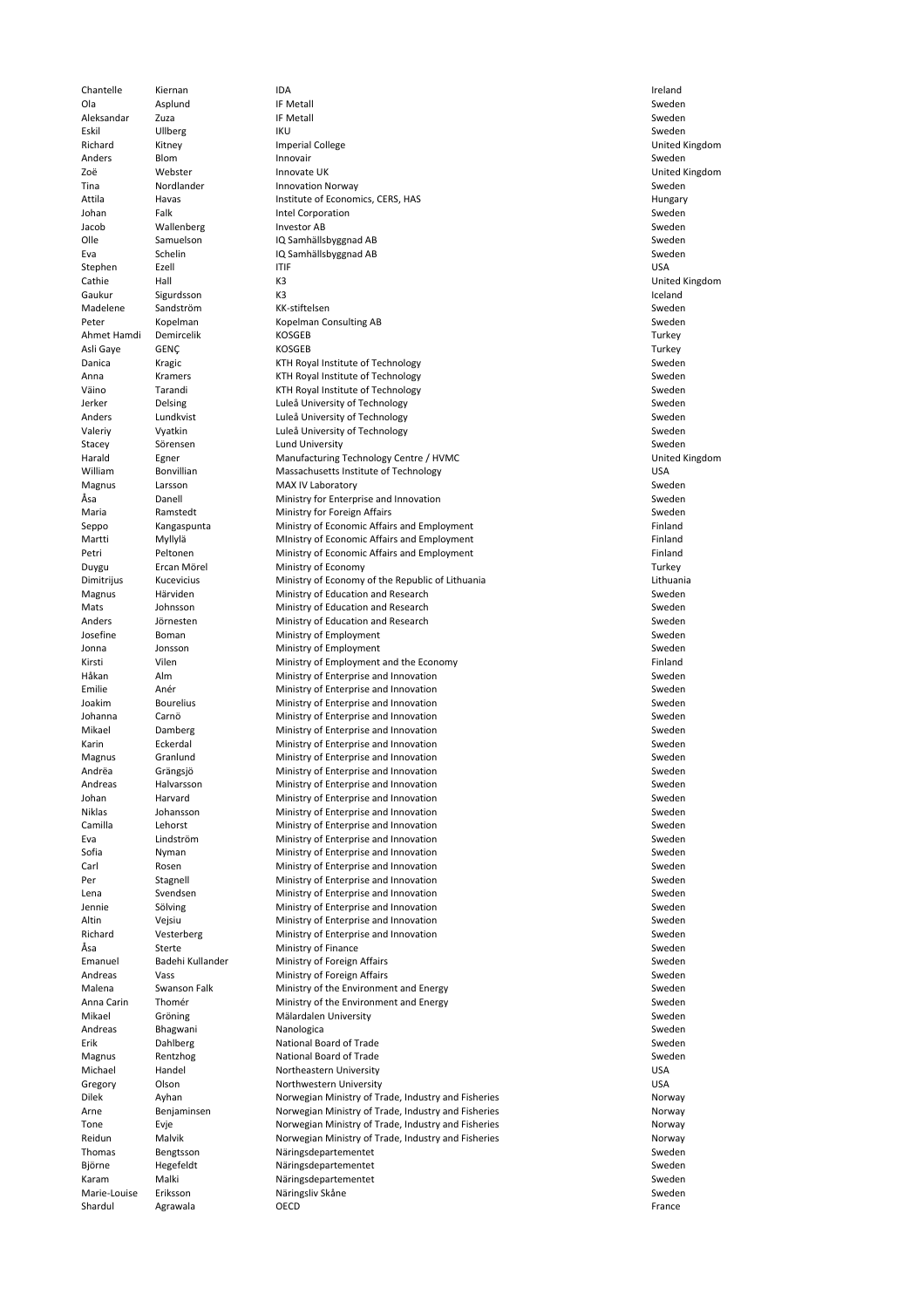| | | | |
|---|---|---|---|
| Chantelle | Kiernan | IDA | Ireland |
| Ola | Asplund | IF Metall | Sweden |
| Aleksandar | Zuza | IF Metall | Sweden |
| Eskil | Ullberg | IKU | Sweden |
| Richard | Kitney | Imperial College | United Kingdom |
| Anders | Blom | Innovair | Sweden |
| Zoë | Webster | Innovate UK | United Kingdom |
| Tina | Nordlander | Innovation Norway | Sweden |
| Attila | Havas | Institute of Economics, CERS, HAS | Hungary |
| Johan | Falk | Intel Corporation | Sweden |
| Jacob | Wallenberg | Investor AB | Sweden |
| Olle | Samuelson | IQ Samhällsbyggnad AB | Sweden |
| Eva | Schelin | IQ Samhällsbyggnad AB | Sweden |
| Stephen | Ezell | ITIF | USA |
| Cathie | Hall | K3 | United Kingdom |
| Gaukur | Sigurdsson | K3 | Iceland |
| Madelene | Sandström | KK-stiftelsen | Sweden |
| Peter | Kopelman | Kopelman Consulting AB | Sweden |
| Ahmet Hamdi | Demircelik | KOSGEB | Turkey |
| Asli Gaye | GENÇ | KOSGEB | Turkey |
| Danica | Kragic | KTH Royal Institute of Technology | Sweden |
| Anna | Kramers | KTH Royal Institute of Technology | Sweden |
| Väino | Tarandi | KTH Royal Institute of Technology | Sweden |
| Jerker | Delsing | Luleå University of Technology | Sweden |
| Anders | Lundkvist | Luleå University of Technology | Sweden |
| Valeriy | Vyatkin | Luleå University of Technology | Sweden |
| Stacey | Sörensen | Lund University | Sweden |
| Harald | Egner | Manufacturing Technology Centre / HVMC | United Kingdom |
| William | Bonvillian | Massachusetts Institute of Technology | USA |
| Magnus | Larsson | MAX IV Laboratory | Sweden |
| Åsa | Danell | Ministry for Enterprise and Innovation | Sweden |
| Maria | Ramstedt | Ministry for Foreign Affairs | Sweden |
| Seppo | Kangaspunta | Ministry of Economic Affairs and Employment | Finland |
| Martti | Myllylä | MInistry of Economic Affairs and Employment | Finland |
| Petri | Peltonen | Ministry of Economic Affairs and Employment | Finland |
| Duygu | Ercan Mörel | Ministry of Economy | Turkey |
| Dimitrijus | Kucevicius | Ministry of Economy of the Republic of Lithuania | Lithuania |
| Magnus | Härviden | Ministry of Education and Research | Sweden |
| Mats | Johnsson | Ministry of Education and Research | Sweden |
| Anders | Jörnesten | Ministry of Education and Research | Sweden |
| Josefine | Boman | Ministry of Employment | Sweden |
| Jonna | Jonsson | Ministry of Employment | Sweden |
| Kirsti | Vilen | Ministry of Employment and the Economy | Finland |
| Håkan | Alm | Ministry of Enterprise and Innovation | Sweden |
| Emilie | Anér | Ministry of Enterprise and Innovation | Sweden |
| Joakim | Bourelius | Ministry of Enterprise and Innovation | Sweden |
| Johanna | Carnö | Ministry of Enterprise and Innovation | Sweden |
| Mikael | Damberg | Ministry of Enterprise and Innovation | Sweden |
| Karin | Eckerdal | Ministry of Enterprise and Innovation | Sweden |
| Magnus | Granlund | Ministry of Enterprise and Innovation | Sweden |
| Andrëa | Grängsjö | Ministry of Enterprise and Innovation | Sweden |
| Andreas | Halvarsson | Ministry of Enterprise and Innovation | Sweden |
| Johan | Harvard | Ministry of Enterprise and Innovation | Sweden |
| Niklas | Johansson | Ministry of Enterprise and Innovation | Sweden |
| Camilla | Lehorst | Ministry of Enterprise and Innovation | Sweden |
| Eva | Lindström | Ministry of Enterprise and Innovation | Sweden |
| Sofia | Nyman | Ministry of Enterprise and Innovation | Sweden |
| Carl | Rosen | Ministry of Enterprise and Innovation | Sweden |
| Per | Stagnell | Ministry of Enterprise and Innovation | Sweden |
| Lena | Svendsen | Ministry of Enterprise and Innovation | Sweden |
| Jennie | Sölving | Ministry of Enterprise and Innovation | Sweden |
| Altin | Vejsiu | Ministry of Enterprise and Innovation | Sweden |
| Richard | Vesterberg | Ministry of Enterprise and Innovation | Sweden |
| Åsa | Sterte | Ministry of Finance | Sweden |
| Emanuel | Badehi Kullander | Ministry of Foreign Affairs | Sweden |
| Andreas | Vass | Ministry of Foreign Affairs | Sweden |
| Malena | Swanson Falk | Ministry of the Environment and Energy | Sweden |
| Anna Carin | Thomér | Ministry of the Environment and Energy | Sweden |
| Mikael | Gröning | Mälardalen University | Sweden |
| Andreas | Bhagwani | Nanologica | Sweden |
| Erik | Dahlberg | National Board of Trade | Sweden |
| Magnus | Rentzhog | National Board of Trade | Sweden |
| Michael | Handel | Northeastern University | USA |
| Gregory | Olson | Northwestern University | USA |
| Dilek | Ayhan | Norwegian Ministry of Trade, Industry and Fisheries | Norway |
| Arne | Benjaminsen | Norwegian Ministry of Trade, Industry and Fisheries | Norway |
| Tone | Evje | Norwegian Ministry of Trade, Industry and Fisheries | Norway |
| Reidun | Malvik | Norwegian Ministry of Trade, Industry and Fisheries | Norway |
| Thomas | Bengtsson | Näringsdepartementet | Sweden |
| Björne | Hegefeldt | Näringsdepartementet | Sweden |
| Karam | Malki | Näringsdepartementet | Sweden |
| Marie-Louise | Eriksson | Näringsliv Skåne | Sweden |
| Shardul | Agrawala | OECD | France |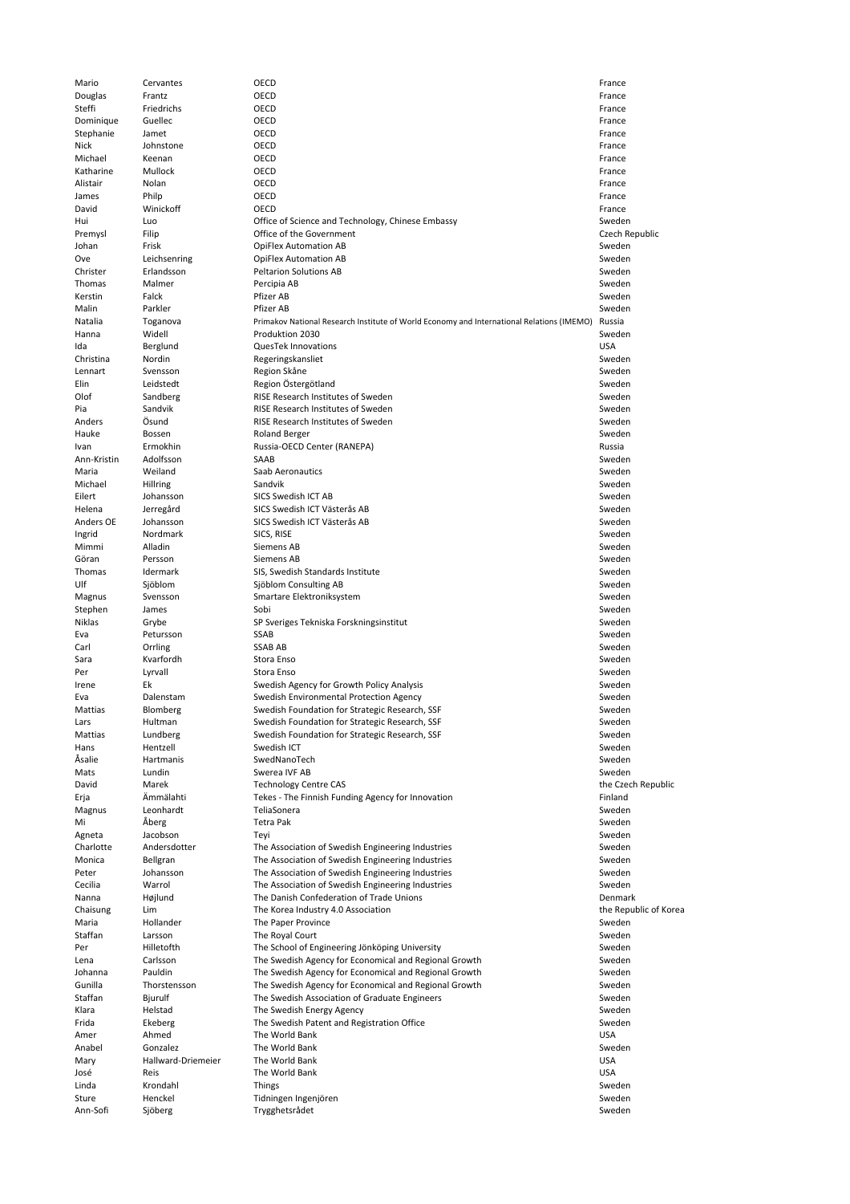| | | | |
|---|---|---|---|
| Mario | Cervantes | OECD | France |
| Douglas | Frantz | OECD | France |
| Steffi | Friedrichs | OECD | France |
| Dominique | Guellec | OECD | France |
| Stephanie | Jamet | OECD | France |
| Nick | Johnstone | OECD | France |
| Michael | Keenan | OECD | France |
| Katharine | Mullock | OECD | France |
| Alistair | Nolan | OECD | France |
| James | Philp | OECD | France |
| David | Winickoff | OECD | France |
| Hui | Luo | Office of Science and Technology, Chinese Embassy | Sweden |
| Premysl | Filip | Office of the Government | Czech Republic |
| Johan | Frisk | OpiFlex Automation AB | Sweden |
| Ove | Leichsenring | OpiFlex Automation AB | Sweden |
| Christer | Erlandsson | Peltarion Solutions AB | Sweden |
| Thomas | Malmer | Percipia AB | Sweden |
| Kerstin | Falck | Pfizer AB | Sweden |
| Malin | Parkler | Pfizer AB | Sweden |
| Natalia | Toganova | Primakov National Research Institute of World Economy and International Relations (IMEMO) | Russia |
| Hanna | Widell | Produktion 2030 | Sweden |
| Ida | Berglund | QuesTek Innovations | USA |
| Christina | Nordin | Regeringskansliet | Sweden |
| Lennart | Svensson | Region Skåne | Sweden |
| Elin | Leidstedt | Region Östergötland | Sweden |
| Olof | Sandberg | RISE Research Institutes of Sweden | Sweden |
| Pia | Sandvik | RISE Research Institutes of Sweden | Sweden |
| Anders | Ösund | RISE Research Institutes of Sweden | Sweden |
| Hauke | Bossen | Roland Berger | Sweden |
| Ivan | Ermokhin | Russia-OECD Center (RANEPA) | Russia |
| Ann-Kristin | Adolfsson | SAAB | Sweden |
| Maria | Weiland | Saab Aeronautics | Sweden |
| Michael | Hillring | Sandvik | Sweden |
| Eilert | Johansson | SICS Swedish ICT AB | Sweden |
| Helena | Jerregård | SICS Swedish ICT Västerås AB | Sweden |
| Anders OE | Johansson | SICS Swedish ICT Västerås AB | Sweden |
| Ingrid | Nordmark | SICS, RISE | Sweden |
| Mimmi | Alladin | Siemens AB | Sweden |
| Göran | Persson | Siemens AB | Sweden |
| Thomas | Idermark | SIS, Swedish Standards Institute | Sweden |
| Ulf | Sjöblom | Sjöblom Consulting AB | Sweden |
| Magnus | Svensson | Smartare Elektroniksystem | Sweden |
| Stephen | James | Sobi | Sweden |
| Niklas | Grybe | SP Sveriges Tekniska Forskningsinstitut | Sweden |
| Eva | Petursson | SSAB | Sweden |
| Carl | Orrling | SSAB AB | Sweden |
| Sara | Kvarfordh | Stora Enso | Sweden |
| Per | Lyrvall | Stora Enso | Sweden |
| Irene | Ek | Swedish Agency for Growth Policy Analysis | Sweden |
| Eva | Dalenstam | Swedish Environmental Protection Agency | Sweden |
| Mattias | Blomberg | Swedish Foundation for Strategic Research, SSF | Sweden |
| Lars | Hultman | Swedish Foundation for Strategic Research, SSF | Sweden |
| Mattias | Lundberg | Swedish Foundation for Strategic Research, SSF | Sweden |
| Hans | Hentzell | Swedish ICT | Sweden |
| Åsalie | Hartmanis | SwedNanoTech | Sweden |
| Mats | Lundin | Swerea IVF AB | Sweden |
| David | Marek | Technology Centre CAS | the Czech Republic |
| Erja | Ämmälahti | Tekes - The Finnish Funding Agency for Innovation | Finland |
| Magnus | Leonhardt | TeliaSonera | Sweden |
| Mi | Åberg | Tetra Pak | Sweden |
| Agneta | Jacobson | Teyi | Sweden |
| Charlotte | Andersdotter | The Association of Swedish Engineering Industries | Sweden |
| Monica | Bellgran | The Association of Swedish Engineering Industries | Sweden |
| Peter | Johansson | The Association of Swedish Engineering Industries | Sweden |
| Cecilia | Warrol | The Association of Swedish Engineering Industries | Sweden |
| Nanna | Højlund | The Danish Confederation of Trade Unions | Denmark |
| Chaisung | Lim | The Korea Industry 4.0 Association | the Republic of Korea |
| Maria | Hollander | The Paper Province | Sweden |
| Staffan | Larsson | The Royal Court | Sweden |
| Per | Hilletofth | The School of Engineering Jönköping University | Sweden |
| Lena | Carlsson | The Swedish Agency for Economical and Regional Growth | Sweden |
| Johanna | Pauldin | The Swedish Agency for Economical and Regional Growth | Sweden |
| Gunilla | Thorstensson | The Swedish Agency for Economical and Regional Growth | Sweden |
| Staffan | Bjurulf | The Swedish Association of Graduate Engineers | Sweden |
| Klara | Helstad | The Swedish Energy Agency | Sweden |
| Frida | Ekeberg | The Swedish Patent and Registration Office | Sweden |
| Amer | Ahmed | The World Bank | USA |
| Anabel | Gonzalez | The World Bank | Sweden |
| Mary | Hallward-Driemeier | The World Bank | USA |
| José | Reis | The World Bank | USA |
| Linda | Krondahl | Things | Sweden |
| Sture | Henckel | Tidningen Ingenjören | Sweden |
| Ann-Sofi | Sjöberg | Trygghetsrådet | Sweden |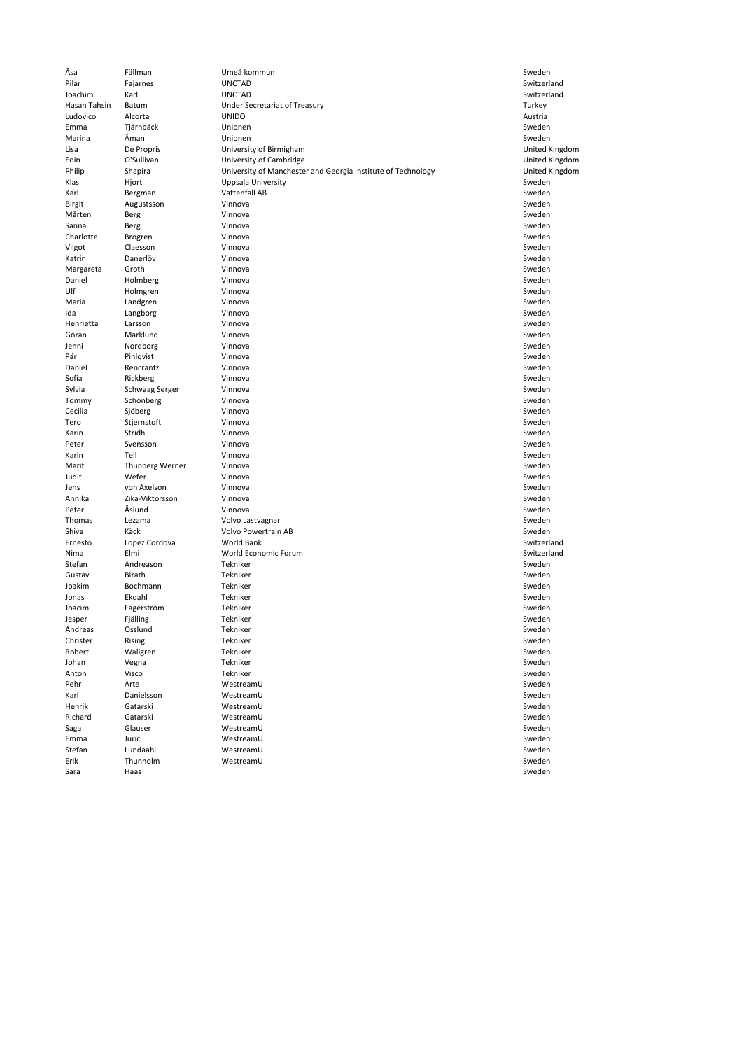| | | | |
|---|---|---|---|
| Åsa | Fällman | Umeå kommun | Sweden |
| Pilar | Fajarnes | UNCTAD | Switzerland |
| Joachim | Karl | UNCTAD | Switzerland |
| Hasan Tahsin | Batum | Under Secretariat of Treasury | Turkey |
| Ludovico | Alcorta | UNIDO | Austria |
| Emma | Tjärnbäck | Unionen | Sweden |
| Marina | Åman | Unionen | Sweden |
| Lisa | De Propris | University of Birmigham | United Kingdom |
| Eoin | O'Sullivan | University of Cambridge | United Kingdom |
| Philip | Shapira | University of Manchester and Georgia Institute of Technology | United Kingdom |
| Klas | Hjort | Uppsala University | Sweden |
| Karl | Bergman | Vattenfall AB | Sweden |
| Birgit | Augustsson | Vinnova | Sweden |
| Mårten | Berg | Vinnova | Sweden |
| Sanna | Berg | Vinnova | Sweden |
| Charlotte | Brogren | Vinnova | Sweden |
| Vilgot | Claesson | Vinnova | Sweden |
| Katrin | Danerlöv | Vinnova | Sweden |
| Margareta | Groth | Vinnova | Sweden |
| Daniel | Holmberg | Vinnova | Sweden |
| Ulf | Holmgren | Vinnova | Sweden |
| Maria | Landgren | Vinnova | Sweden |
| Ida | Langborg | Vinnova | Sweden |
| Henrietta | Larsson | Vinnova | Sweden |
| Göran | Marklund | Vinnova | Sweden |
| Jenni | Nordborg | Vinnova | Sweden |
| Pär | Pihlqvist | Vinnova | Sweden |
| Daniel | Rencrantz | Vinnova | Sweden |
| Sofia | Rickberg | Vinnova | Sweden |
| Sylvia | Schwaag Serger | Vinnova | Sweden |
| Tommy | Schönberg | Vinnova | Sweden |
| Cecilia | Sjöberg | Vinnova | Sweden |
| Tero | Stjernstoft | Vinnova | Sweden |
| Karin | Stridh | Vinnova | Sweden |
| Peter | Svensson | Vinnova | Sweden |
| Karin | Tell | Vinnova | Sweden |
| Marit | Thunberg Werner | Vinnova | Sweden |
| Judit | Wefer | Vinnova | Sweden |
| Jens | von Axelson | Vinnova | Sweden |
| Annika | Zika-Viktorsson | Vinnova | Sweden |
| Peter | Åslund | Vinnova | Sweden |
| Thomas | Lezama | Volvo Lastvagnar | Sweden |
| Shiva | Käck | Volvo Powertrain AB | Sweden |
| Ernesto | Lopez Cordova | World Bank | Switzerland |
| Nima | Elmi | World Economic Forum | Switzerland |
| Stefan | Andreason | Tekniker | Sweden |
| Gustav | Birath | Tekniker | Sweden |
| Joakim | Bochmann | Tekniker | Sweden |
| Jonas | Ekdahl | Tekniker | Sweden |
| Joacim | Fagerström | Tekniker | Sweden |
| Jesper | Fjälling | Tekniker | Sweden |
| Andreas | Osslund | Tekniker | Sweden |
| Christer | Rising | Tekniker | Sweden |
| Robert | Wallgren | Tekniker | Sweden |
| Johan | Vegna | Tekniker | Sweden |
| Anton | Visco | Tekniker | Sweden |
| Pehr | Arte | WestreamU | Sweden |
| Karl | Danielsson | WestreamU | Sweden |
| Henrik | Gatarski | WestreamU | Sweden |
| Richard | Gatarski | WestreamU | Sweden |
| Saga | Glauser | WestreamU | Sweden |
| Emma | Juric | WestreamU | Sweden |
| Stefan | Lundaahl | WestreamU | Sweden |
| Erik | Thunholm | WestreamU | Sweden |
| Sara | Haas | | Sweden |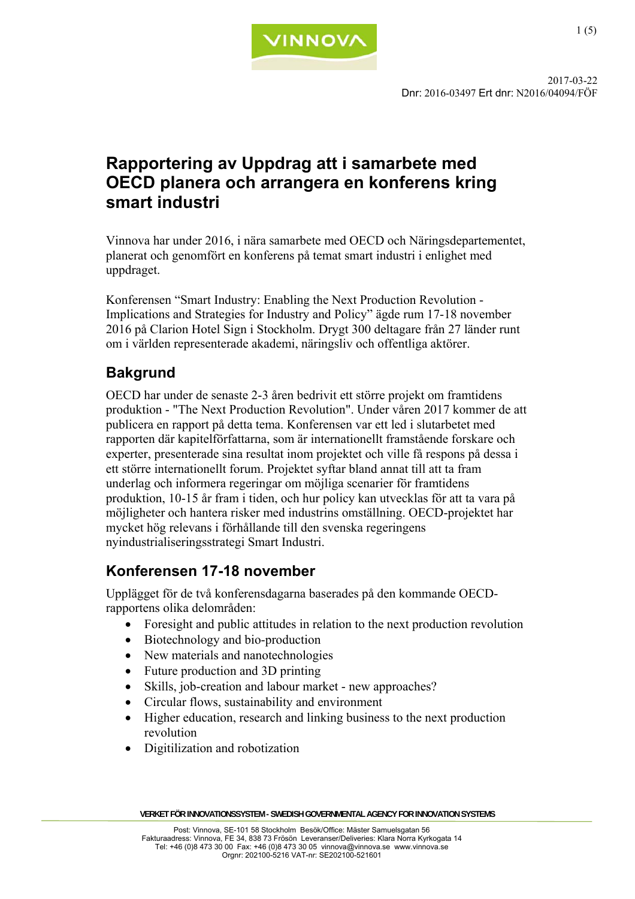2017-03-22
Dnr: 2016-03497 Ert dnr: N2016/04094/FÖF

# Rapportering av Uppdrag att i samarbete med OECD planera och arrangera en konferens kring smart industri

Vinnova har under 2016, i nära samarbete med OECD och Näringsdepartementet, planerat och genomfört en konferens på temat smart industri i enlighet med uppdraget.

Konferensen "Smart Industry: Enabling the Next Production Revolution - Implications and Strategies for Industry and Policy" ägde rum 17-18 november 2016 på Clarion Hotel Sign i Stockholm. Drygt 300 deltagare från 27 länder runt om i världen representerade akademi, näringsliv och offentliga aktörer.

## Bakgrund

OECD har under de senaste 2-3 åren bedrivit ett större projekt om framtidens produktion - "The Next Production Revolution". Under våren 2017 kommer de att publicera en rapport på detta tema. Konferensen var ett led i slutarbetet med rapporten där kapitelförfattarna, som är internationellt framstående forskare och experter, presenterade sina resultat inom projektet och ville få respons på dessa i ett större internationellt forum. Projektet syftar bland annat till att ta fram underlag och informera regeringar om möjliga scenarier för framtidens produktion, 10-15 år fram i tiden, och hur policy kan utvecklas för att ta vara på möjligheter och hantera risker med industrins omställning. OECD-projektet har mycket hög relevans i förhållande till den svenska regeringens nyindustrialiseringsstrategi Smart Industri.

## Konferensen 17-18 november

Upplägget för de två konferensdagarna baserades på den kommande OECD-rapportens olika delområden:

- Foresight and public attitudes in relation to the next production revolution
- Biotechnology and bio-production
- New materials and nanotechnologies
- Future production and 3D printing
- Skills, job-creation and labour market - new approaches?
- Circular flows, sustainability and environment
- Higher education, research and linking business to the next production revolution
- Digitilization and robotization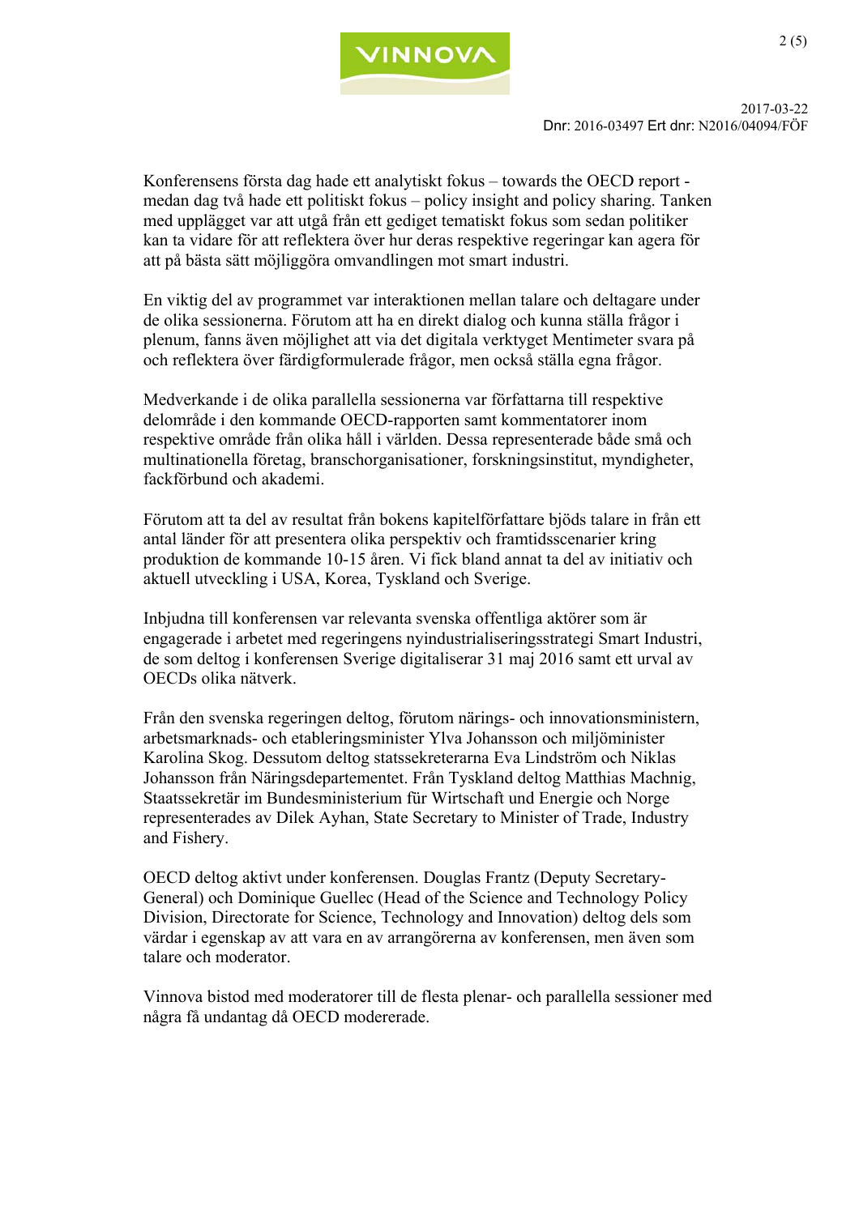Konferensens första dag hade ett analytiskt fokus – towards the OECD report - medan dag två hade ett politiskt fokus – policy insight and policy sharing. Tanken med upplägget var att utgå från ett gediget tematiskt fokus som sedan politiker kan ta vidare för att reflektera över hur deras respektive regeringar kan agera för att på bästa sätt möjliggöra omvandlingen mot smart industri.

En viktig del av programmet var interaktionen mellan talare och deltagare under de olika sessionerna. Förutom att ha en direkt dialog och kunna ställa frågor i plenum, fanns även möjlighet att via det digitala verktyget Mentimeter svara på och reflektera över färdigformulerade frågor, men också ställa egna frågor.

Medverkande i de olika parallella sessionerna var författarna till respektive delområde i den kommande OECD-rapporten samt kommentatorer inom respektive område från olika håll i världen. Dessa representerade både små och multinationella företag, branschorganisationer, forskningsinstitut, myndigheter, fackförbund och akademi.

Förutom att ta del av resultat från bokens kapitelförfattare bjöds talare in från ett antal länder för att presentera olika perspektiv och framtidsscenarier kring produktion de kommande 10-15 åren. Vi fick bland annat ta del av initiativ och aktuell utveckling i USA, Korea, Tyskland och Sverige.

Inbjudna till konferensen var relevanta svenska offentliga aktörer som är engagerade i arbetet med regeringens nyindustrialiseringsstrategi Smart Industri, de som deltog i konferensen Sverige digitaliserar 31 maj 2016 samt ett urval av OECDs olika nätverk.

Från den svenska regeringen deltog, förutom närings- och innovationsministern, arbetsmarknads- och etableringsminister Ylva Johansson och miljöminister Karolina Skog. Dessutom deltog statssekreterarna Eva Lindström och Niklas Johansson från Näringsdepartementet. Från Tyskland deltog Matthias Machnig, Staatssekretär im Bundesministerium für Wirtschaft und Energie och Norge representerades av Dilek Ayhan, State Secretary to Minister of Trade, Industry and Fishery.

OECD deltog aktivt under konferensen. Douglas Frantz (Deputy Secretary-General) och Dominique Guellec (Head of the Science and Technology Policy Division, Directorate for Science, Technology and Innovation) deltog dels som värdar i egenskap av att vara en av arrangörerna av konferensen, men även som talare och moderator.

Vinnova bistod med moderatorer till de flesta plenar- och parallella sessioner med några få undantag då OECD modererade.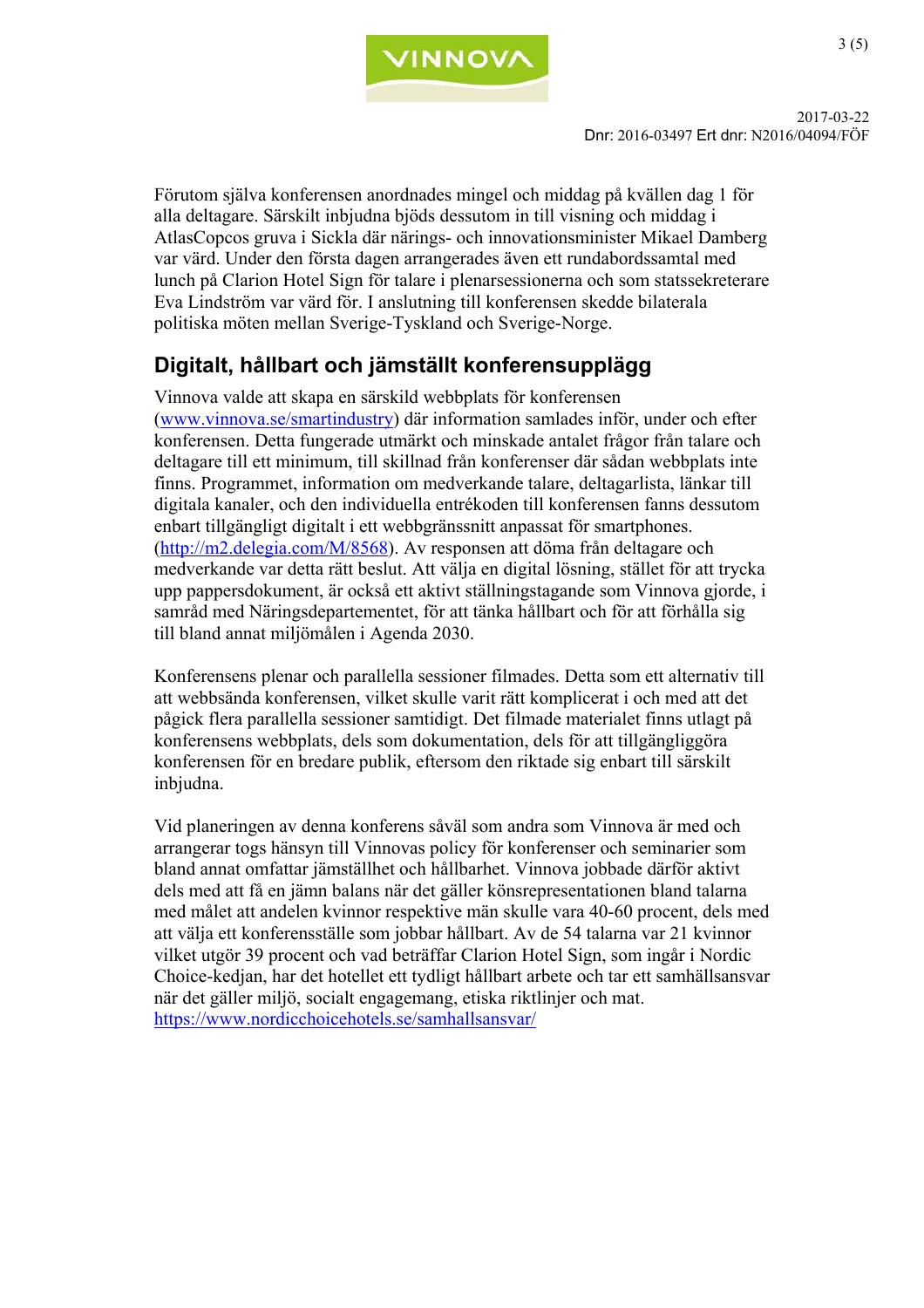Förutom själva konferensen anordnades mingel och middag på kvällen dag 1 för alla deltagare. Särskilt inbjudna bjöds dessutom in till visning och middag i AtlasCopcos gruva i Sickla där närings- och innovationsminister Mikael Damberg var värd. Under den första dagen arrangerades även ett rundabordssamtal med lunch på Clarion Hotel Sign för talare i plenarsessionerna och som statssekreterare Eva Lindström var värd för. I anslutning till konferensen skedde bilaterala politiska möten mellan Sverige-Tyskland och Sverige-Norge.

## Digitalt, hållbart och jämställt konferensupplägg

Vinnova valde att skapa en särskild webbplats för konferensen (www.vinnova.se/smartindustry) där information samlades inför, under och efter konferensen. Detta fungerade utmärkt och minskade antalet frågor från talare och deltagare till ett minimum, till skillnad från konferenser där sådan webbplats inte finns. Programmet, information om medverkande talare, deltagarlista, länkar till digitala kanaler, och den individuella entrékoden till konferensen fanns dessutom enbart tillgängligt digitalt i ett webbgränssnitt anpassat för smartphones. (http://m2.delegia.com/M/8568). Av responsen att döma från deltagare och medverkande var detta rätt beslut. Att välja en digital lösning, stället för att trycka upp pappersdokument, är också ett aktivt ställningstagande som Vinnova gjorde, i samråd med Näringsdepartementet, för att tänka hållbart och för att förhålla sig till bland annat miljömålen i Agenda 2030.

Konferensens plenar och parallella sessioner filmades. Detta som ett alternativ till att webbsända konferensen, vilket skulle varit rätt komplicerat i och med att det pågick flera parallella sessioner samtidigt. Det filmade materialet finns utlagt på konferensens webbplats, dels som dokumentation, dels för att tillgängliggöra konferensen för en bredare publik, eftersom den riktade sig enbart till särskilt inbjudna.

Vid planeringen av denna konferens såväl som andra som Vinnova är med och arrangerar togs hänsyn till Vinnovas policy för konferenser och seminarier som bland annat omfattar jämställdhet och hållbarhet. Vinnova jobbade därför aktivt dels med att få en jämn balans när det gäller könsrepresentationen bland talarna med målet att andelen kvinnor respektive män skulle vara 40-60 procent, dels med att välja ett konferensställe som jobbar hållbart. Av de 54 talarna var 21 kvinnor vilket utgör 39 procent och vad beträffar Clarion Hotel Sign, som ingår i Nordic Choice-kedjan, har det hotellet ett tydligt hållbart arbete och tar ett samhällsansvar när det gäller miljö, socialt engagemang, etiska riktlinjer och mat. https://www.nordicchoicehotels.se/samhallsansvar/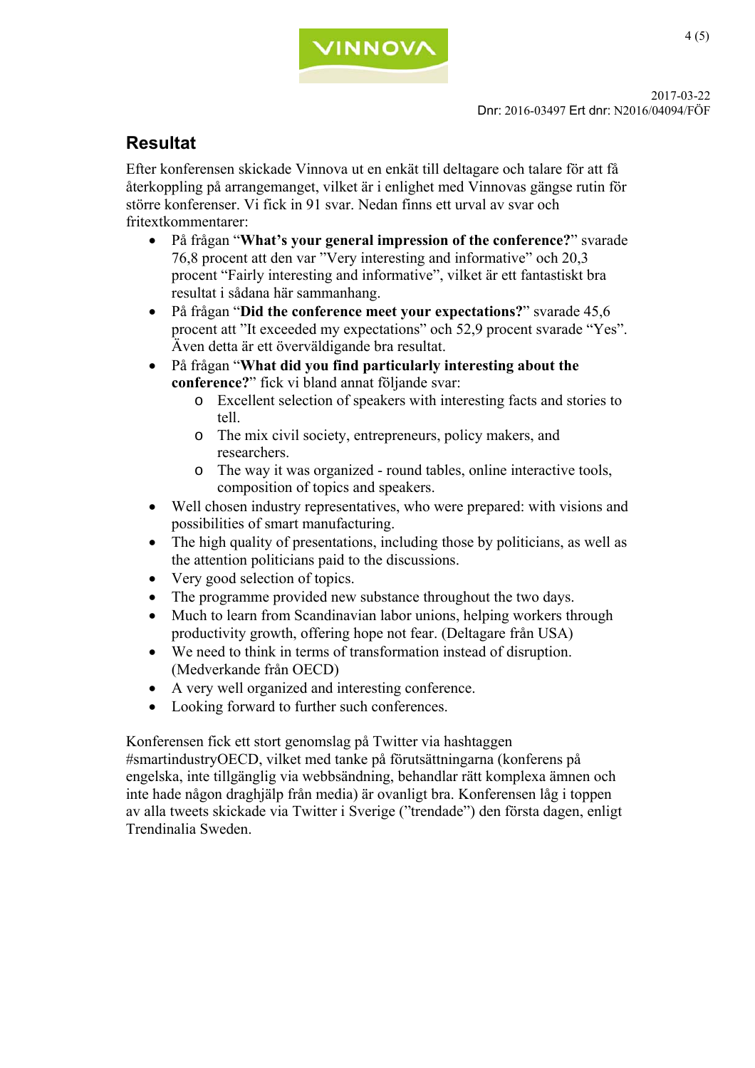## Resultat

Efter konferensen skickade Vinnova ut en enkät till deltagare och talare för att få återkoppling på arrangemanget, vilket är i enlighet med Vinnovas gängse rutin för större konferenser. Vi fick in 91 svar. Nedan finns ett urval av svar och fritextkommentarer:

- På frågan "**What's your general impression of the conference?**" svarade 76,8 procent att den var "Very interesting and informative" och 20,3 procent "Fairly interesting and informative", vilket är ett fantastiskt bra resultat i sådana här sammanhang.
- På frågan "**Did the conference meet your expectations?**" svarade 45,6 procent att "It exceeded my expectations" och 52,9 procent svarade "Yes". Även detta är ett överväldigande bra resultat.
- På frågan "**What did you find particularly interesting about the conference?**" fick vi bland annat följande svar:
  - Excellent selection of speakers with interesting facts and stories to tell.
  - The mix civil society, entrepreneurs, policy makers, and researchers.
  - The way it was organized - round tables, online interactive tools, composition of topics and speakers.
- Well chosen industry representatives, who were prepared: with visions and possibilities of smart manufacturing.
- The high quality of presentations, including those by politicians, as well as the attention politicians paid to the discussions.
- Very good selection of topics.
- The programme provided new substance throughout the two days.
- Much to learn from Scandinavian labor unions, helping workers through productivity growth, offering hope not fear. (Deltagare från USA)
- We need to think in terms of transformation instead of disruption. (Medverkande från OECD)
- A very well organized and interesting conference.
- Looking forward to further such conferences.

Konferensen fick ett stort genomslag på Twitter via hashtaggen #smartindustryOECD, vilket med tanke på förutsättningarna (konferens på engelska, inte tillgänglig via webbsändning, behandlar rätt komplexa ämnen och inte hade någon draghjälp från media) är ovanligt bra. Konferensen låg i toppen av alla tweets skickade via Twitter i Sverige ("trendade") den första dagen, enligt Trendinalia Sweden.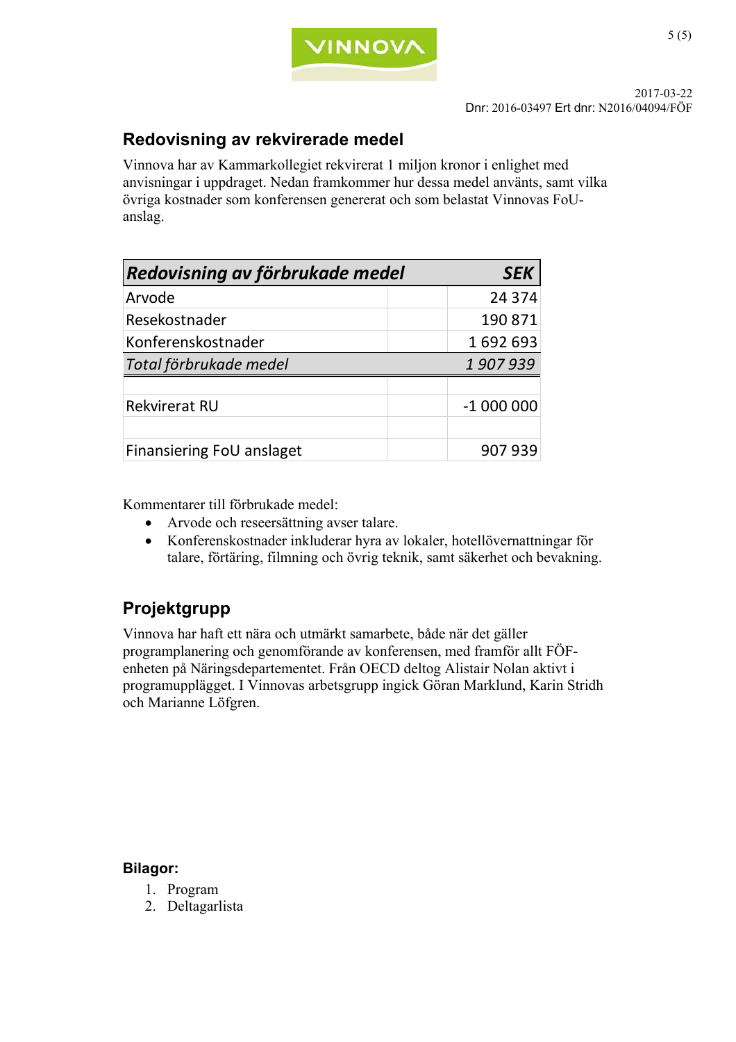## Redovisning av rekvirerade medel

Vinnova har av Kammarkollegiet rekvirerat 1 miljon kronor i enlighet med anvisningar i uppdraget. Nedan framkommer hur dessa medel använts, samt vilka övriga kostnader som konferensen genererat och som belastat Vinnovas FoU-anslag.

| ***Redovisning av förbrukade medel*** | | ***SEK*** |
|---|---|---|
| Arvode | | 24 374 |
| Resekostnader | | 190 871 |
| Konferenskostnader | | 1 692 693 |
| *Total förbrukade medel* | | *1 907 939* |
| | | |
| Rekvirerat RU | | -1 000 000 |
| | | |
| Finansiering FoU anslaget | | 907 939 |

Kommentarer till förbrukade medel:

- Arvode och reseersättning avser talare.
- Konferenskostnader inkluderar hyra av lokaler, hotellövernattningar för talare, förtäring, filmning och övrig teknik, samt säkerhet och bevakning.

## Projektgrupp

Vinnova har haft ett nära och utmärkt samarbete, både när det gäller programplanering och genomförande av konferensen, med framför allt FÖF-enheten på Näringsdepartementet. Från OECD deltog Alistair Nolan aktivt i programupplägget. I Vinnovas arbetsgrupp ingick Göran Marklund, Karin Stridh och Marianne Löfgren.

**Bilagor:**

1. Program
2. Deltagarlista